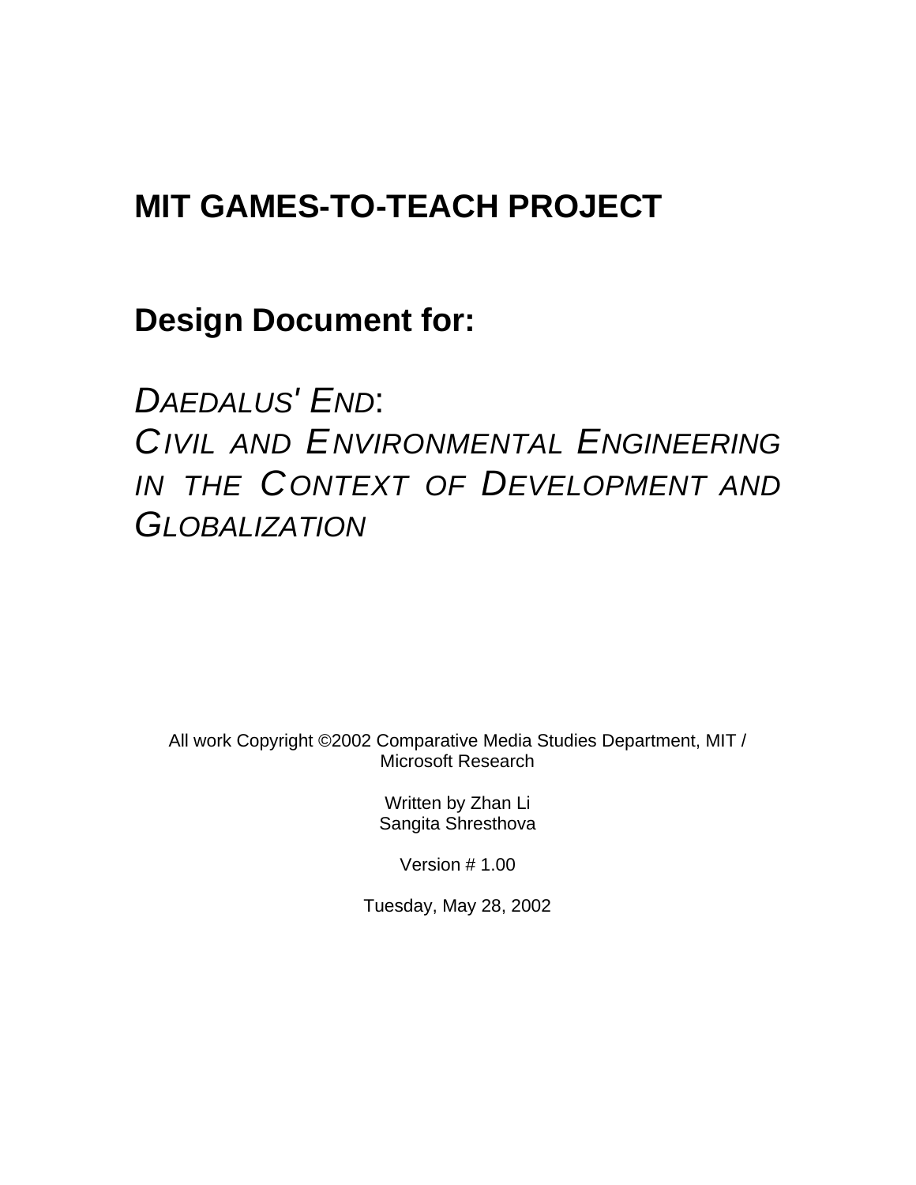# MIT GAMES-TO-TEACH PROJECT

## Design Document for:

## *DAEDALUS' END*: *CIVIL AND ENVIRONMENTAL ENGINEERING IN THE CONTEXT OF DEVELOPMENT AND GLOBALIZATION*

All work Copyright ©2002 Comparative Media Studies Department, MIT / Microsoft Research

Written by Zhan Li
Sangita Shresthova

Version # 1.00

Tuesday, May 28, 2002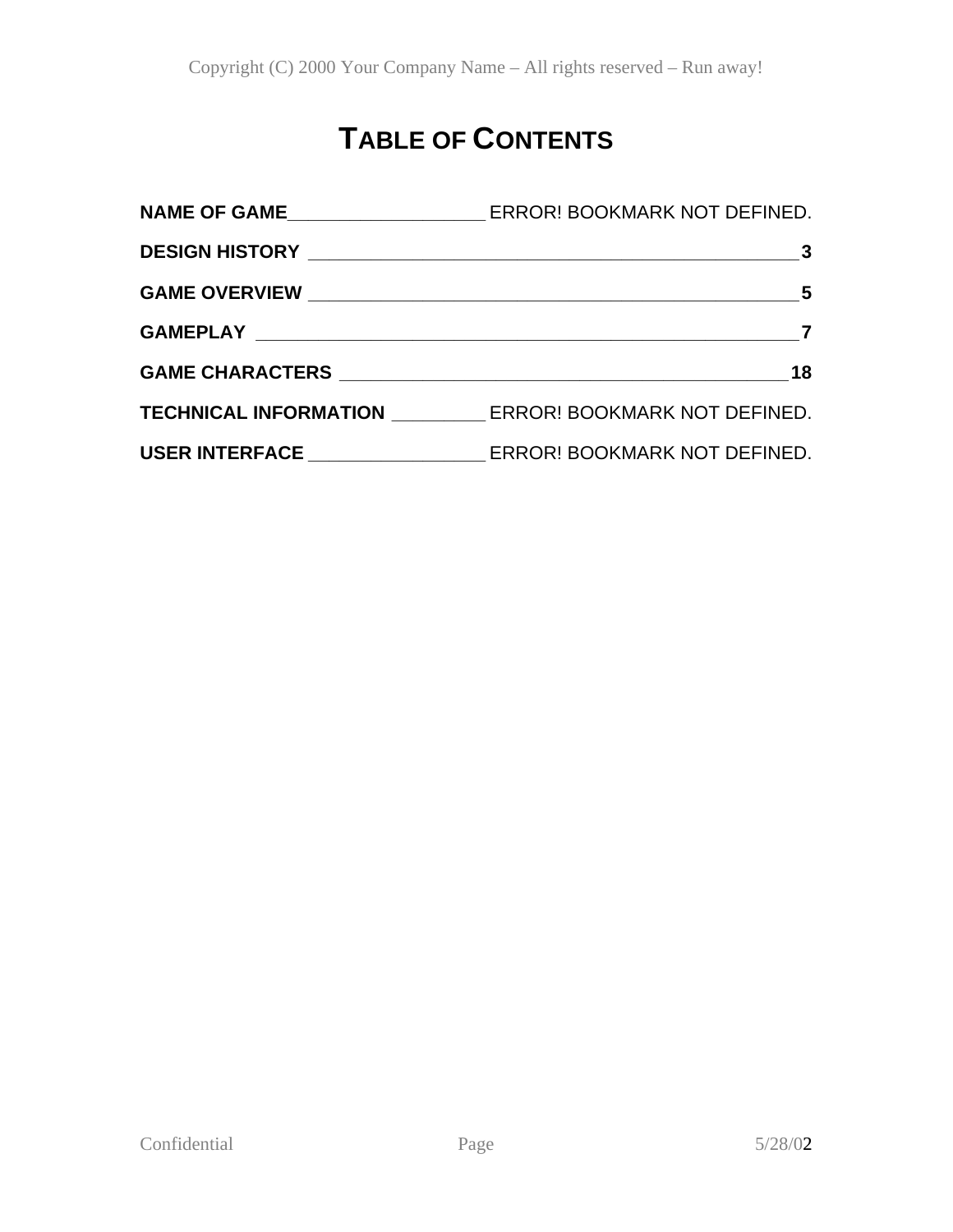# TABLE OF CONTENTS

**NAME OF GAME** ____________________ ERROR! BOOKMARK NOT DEFINED.

**DESIGN HISTORY** __________________________________________________ **3**

**GAME OVERVIEW** __________________________________________________ **5**

**GAMEPLAY** _______________________________________________________ **7**

**GAME CHARACTERS** ______________________________________________ **18**

**TECHNICAL INFORMATION** __________ ERROR! BOOKMARK NOT DEFINED.

**USER INTERFACE** __________________ ERROR! BOOKMARK NOT DEFINED.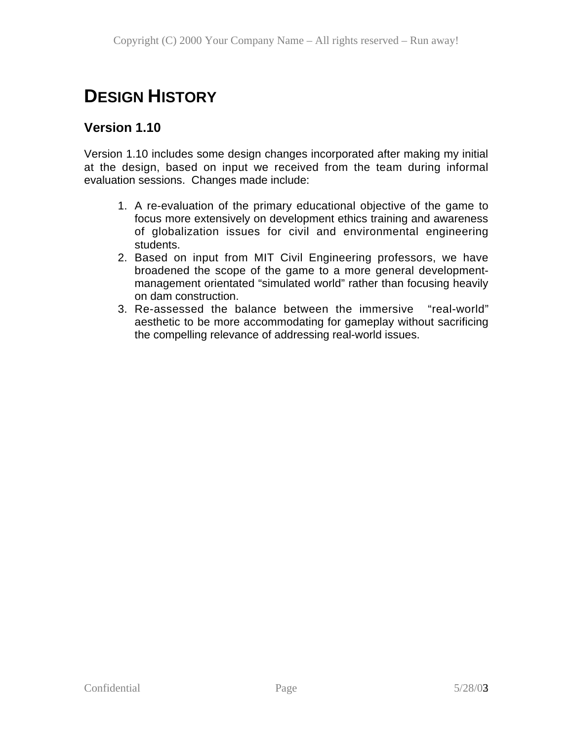# DESIGN HISTORY

## Version 1.10

Version 1.10 includes some design changes incorporated after making my initial at the design, based on input we received from the team during informal evaluation sessions. Changes made include:

1. A re-evaluation of the primary educational objective of the game to focus more extensively on development ethics training and awareness of globalization issues for civil and environmental engineering students.
2. Based on input from MIT Civil Engineering professors, we have broadened the scope of the game to a more general development-management orientated "simulated world" rather than focusing heavily on dam construction.
3. Re-assessed the balance between the immersive "real-world" aesthetic to be more accommodating for gameplay without sacrificing the compelling relevance of addressing real-world issues.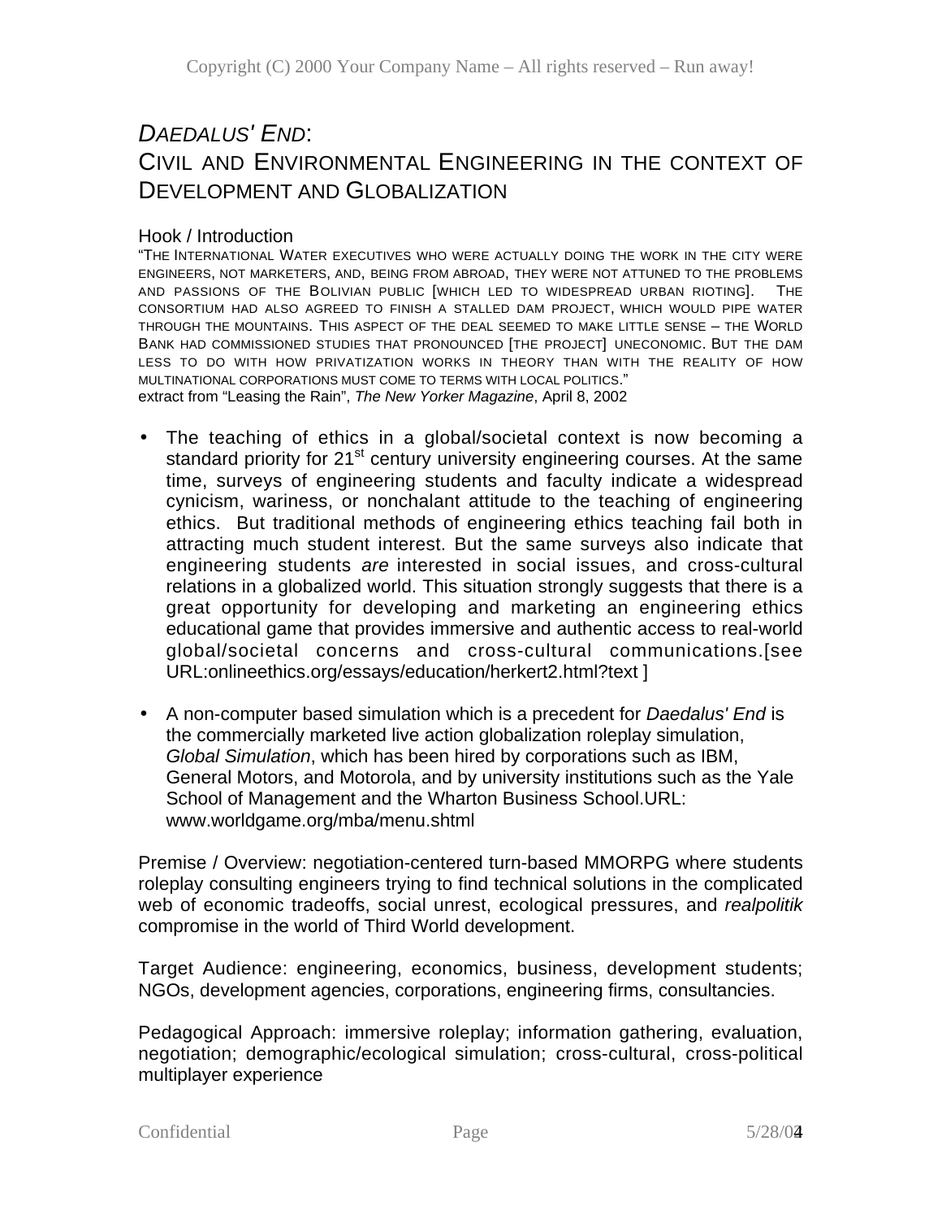# *DAEDALUS' END*: CIVIL AND ENVIRONMENTAL ENGINEERING IN THE CONTEXT OF DEVELOPMENT AND GLOBALIZATION

## Hook / Introduction

"THE INTERNATIONAL WATER EXECUTIVES WHO WERE ACTUALLY DOING THE WORK IN THE CITY WERE ENGINEERS, NOT MARKETERS, AND, BEING FROM ABROAD, THEY WERE NOT ATTUNED TO THE PROBLEMS AND PASSIONS OF THE BOLIVIAN PUBLIC [WHICH LED TO WIDESPREAD URBAN RIOTING]. THE CONSORTIUM HAD ALSO AGREED TO FINISH A STALLED DAM PROJECT, WHICH WOULD PIPE WATER THROUGH THE MOUNTAINS. THIS ASPECT OF THE DEAL SEEMED TO MAKE LITTLE SENSE – THE WORLD BANK HAD COMMISSIONED STUDIES THAT PRONOUNCED [THE PROJECT] UNECONOMIC. BUT THE DAM LESS TO DO WITH HOW PRIVATIZATION WORKS IN THEORY THAN WITH THE REALITY OF HOW MULTINATIONAL CORPORATIONS MUST COME TO TERMS WITH LOCAL POLITICS."
extract from "Leasing the Rain", *The New Yorker Magazine*, April 8, 2002

- The teaching of ethics in a global/societal context is now becoming a standard priority for 21st century university engineering courses. At the same time, surveys of engineering students and faculty indicate a widespread cynicism, wariness, or nonchalant attitude to the teaching of engineering ethics. But traditional methods of engineering ethics teaching fail both in attracting much student interest. But the same surveys also indicate that engineering students *are* interested in social issues, and cross-cultural relations in a globalized world. This situation strongly suggests that there is a great opportunity for developing and marketing an engineering ethics educational game that provides immersive and authentic access to real-world global/societal concerns and cross-cultural communications.[see URL:onlineethics.org/essays/education/herkert2.html?text ]

- A non-computer based simulation which is a precedent for *Daedalus' End* is the commercially marketed live action globalization roleplay simulation, *Global Simulation*, which has been hired by corporations such as IBM, General Motors, and Motorola, and by university institutions such as the Yale School of Management and the Wharton Business School.URL: www.worldgame.org/mba/menu.shtml

Premise / Overview: negotiation-centered turn-based MMORPG where students roleplay consulting engineers trying to find technical solutions in the complicated web of economic tradeoffs, social unrest, ecological pressures, and *realpolitik* compromise in the world of Third World development.

Target Audience: engineering, economics, business, development students; NGOs, development agencies, corporations, engineering firms, consultancies.

Pedagogical Approach: immersive roleplay; information gathering, evaluation, negotiation; demographic/ecological simulation; cross-cultural, cross-political multiplayer experience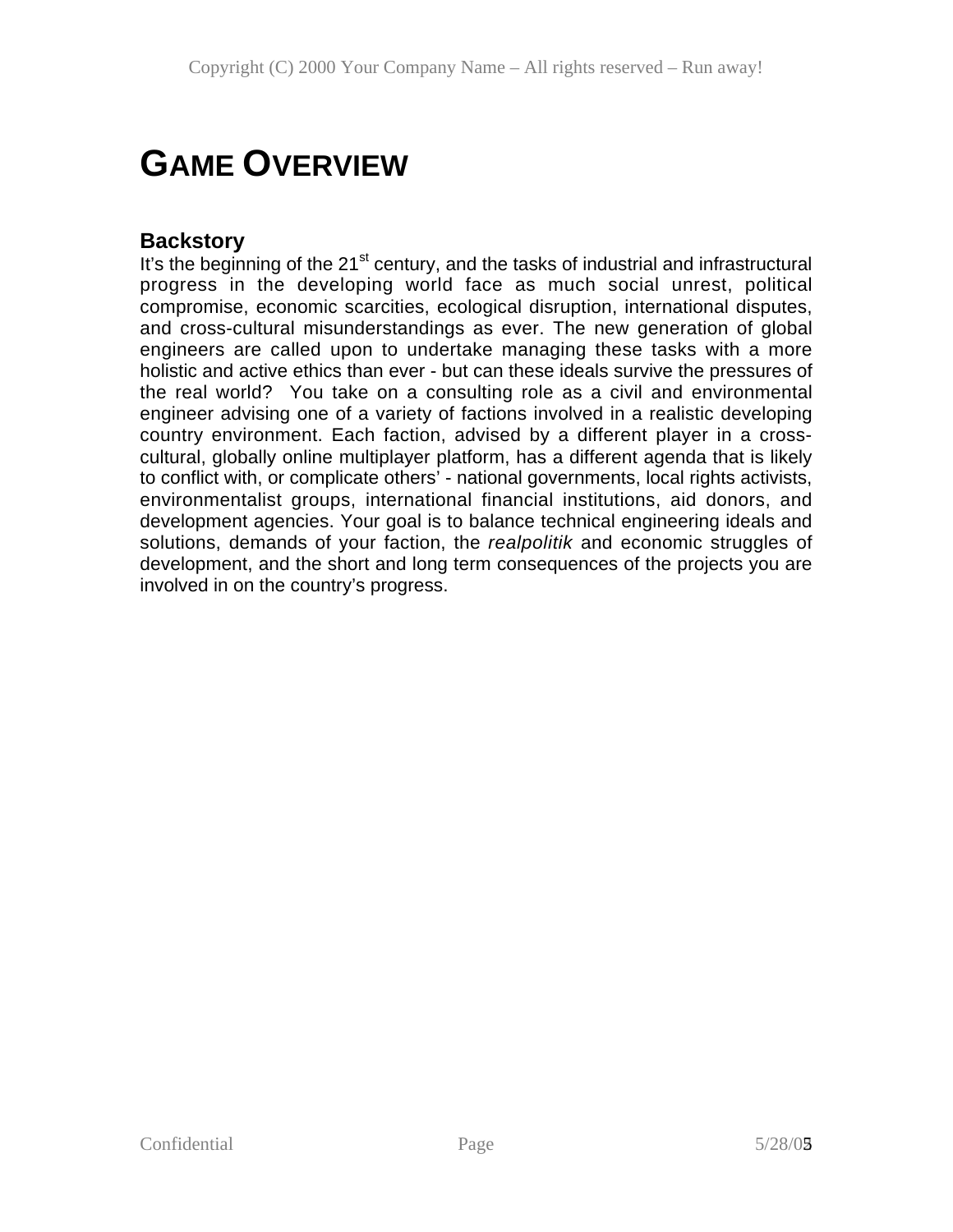# GAME OVERVIEW

## Backstory

It's the beginning of the 21st century, and the tasks of industrial and infrastructural progress in the developing world face as much social unrest, political compromise, economic scarcities, ecological disruption, international disputes, and cross-cultural misunderstandings as ever. The new generation of global engineers are called upon to undertake managing these tasks with a more holistic and active ethics than ever - but can these ideals survive the pressures of the real world? You take on a consulting role as a civil and environmental engineer advising one of a variety of factions involved in a realistic developing country environment. Each faction, advised by a different player in a cross-cultural, globally online multiplayer platform, has a different agenda that is likely to conflict with, or complicate others' - national governments, local rights activists, environmentalist groups, international financial institutions, aid donors, and development agencies. Your goal is to balance technical engineering ideals and solutions, demands of your faction, the *realpolitik* and economic struggles of development, and the short and long term consequences of the projects you are involved in on the country's progress.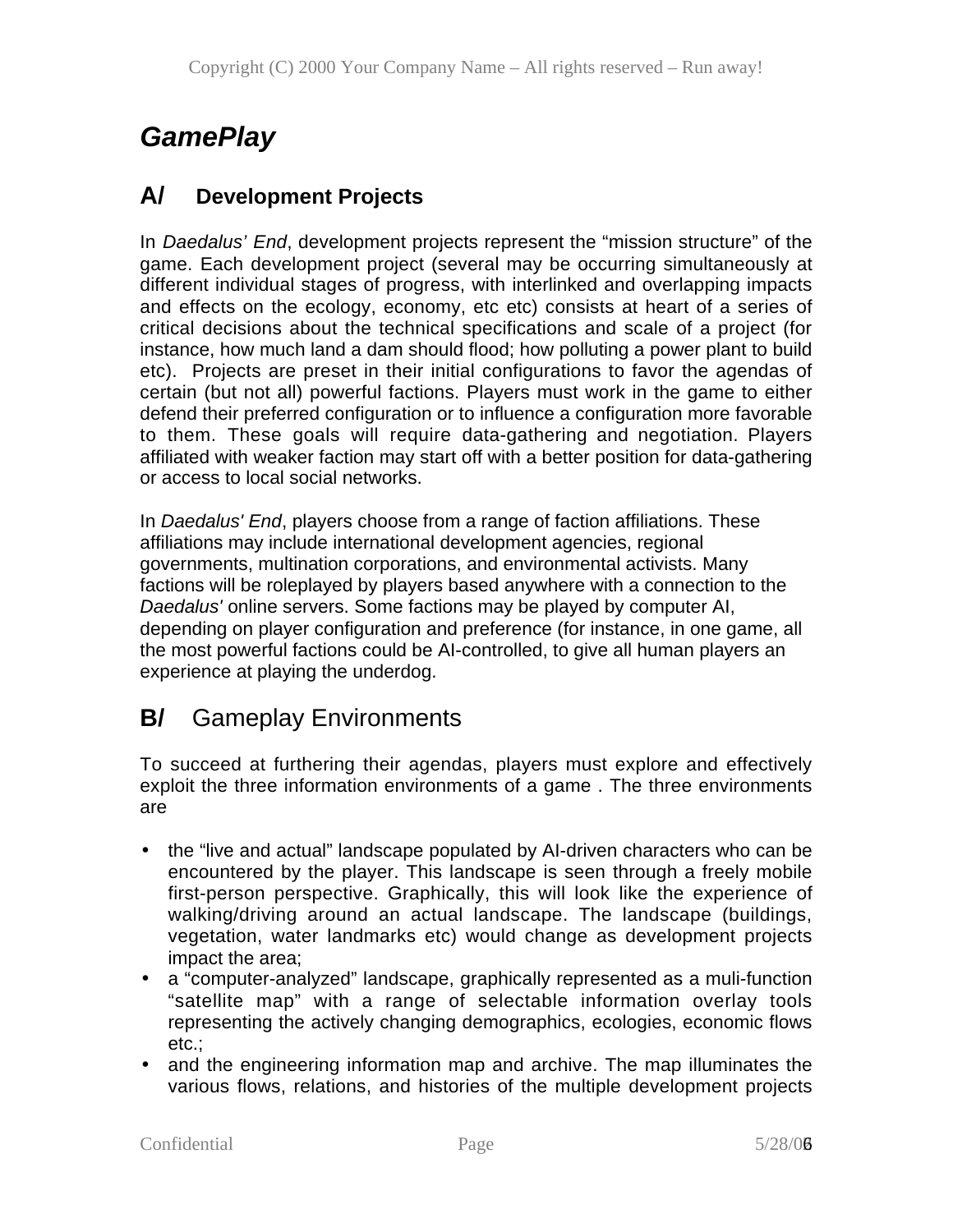# *GamePlay*

## A/ Development Projects

In *Daedalus' End*, development projects represent the "mission structure" of the game. Each development project (several may be occurring simultaneously at different individual stages of progress, with interlinked and overlapping impacts and effects on the ecology, economy, etc etc) consists at heart of a series of critical decisions about the technical specifications and scale of a project (for instance, how much land a dam should flood; how polluting a power plant to build etc). Projects are preset in their initial configurations to favor the agendas of certain (but not all) powerful factions. Players must work in the game to either defend their preferred configuration or to influence a configuration more favorable to them. These goals will require data-gathering and negotiation. Players affiliated with weaker faction may start off with a better position for data-gathering or access to local social networks.

In *Daedalus' End*, players choose from a range of faction affiliations. These affiliations may include international development agencies, regional governments, multination corporations, and environmental activists. Many factions will be roleplayed by players based anywhere with a connection to the *Daedalus'* online servers. Some factions may be played by computer AI, depending on player configuration and preference (for instance, in one game, all the most powerful factions could be AI-controlled, to give all human players an experience at playing the underdog.

## B/ Gameplay Environments

To succeed at furthering their agendas, players must explore and effectively exploit the three information environments of a game . The three environments are

- the "live and actual" landscape populated by AI-driven characters who can be encountered by the player. This landscape is seen through a freely mobile first-person perspective. Graphically, this will look like the experience of walking/driving around an actual landscape. The landscape (buildings, vegetation, water landmarks etc) would change as development projects impact the area;
- a "computer-analyzed" landscape, graphically represented as a muli-function "satellite map" with a range of selectable information overlay tools representing the actively changing demographics, ecologies, economic flows etc.;
- and the engineering information map and archive. The map illuminates the various flows, relations, and histories of the multiple development projects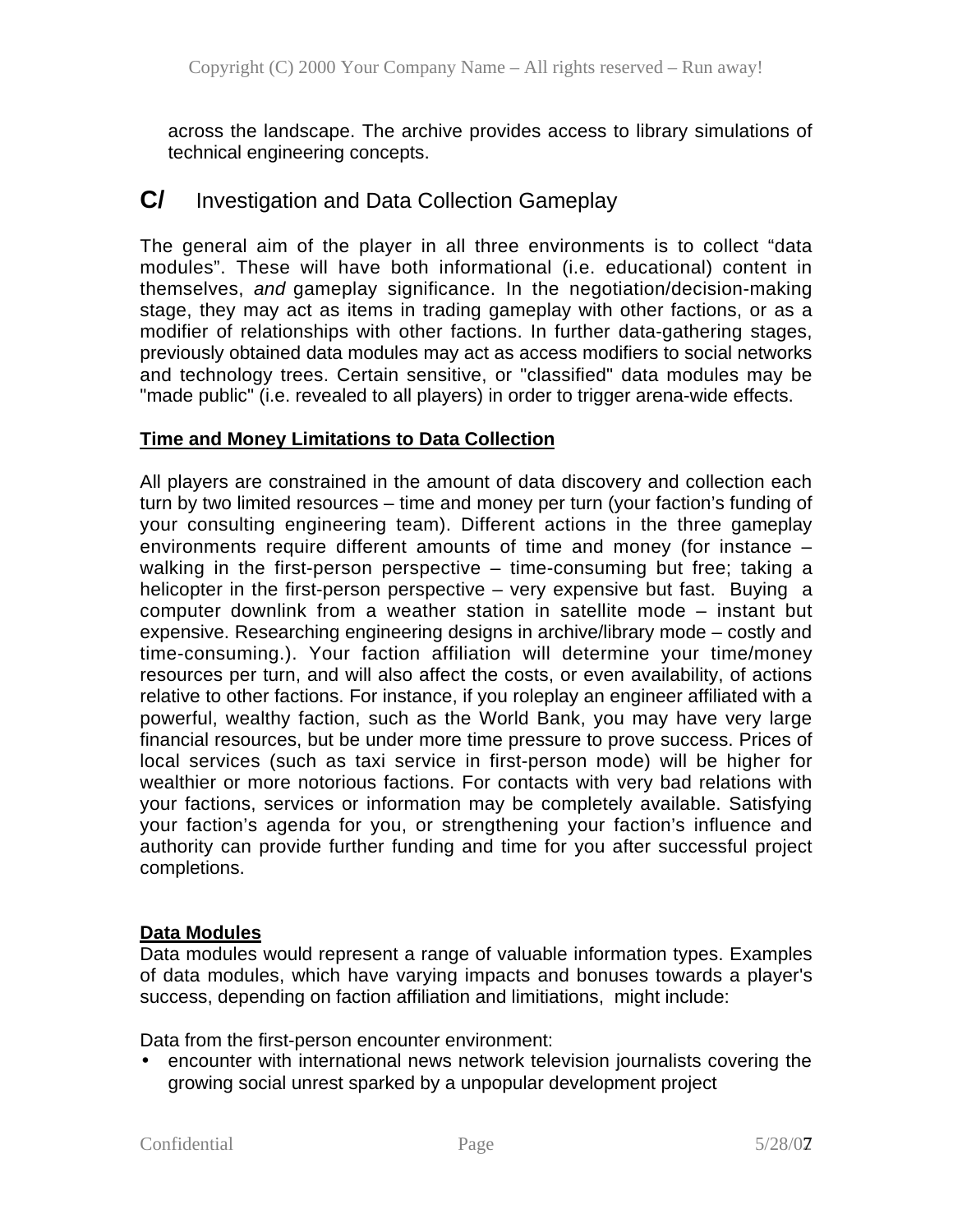across the landscape. The archive provides access to library simulations of technical engineering concepts.

## C/ Investigation and Data Collection Gameplay

The general aim of the player in all three environments is to collect “data modules”. These will have both informational (i.e. educational) content in themselves, *and* gameplay significance. In the negotiation/decision-making stage, they may act as items in trading gameplay with other factions, or as a modifier of relationships with other factions. In further data-gathering stages, previously obtained data modules may act as access modifiers to social networks and technology trees. Certain sensitive, or "classified" data modules may be "made public" (i.e. revealed to all players) in order to trigger arena-wide effects.

**Time and Money Limitations to Data Collection**

All players are constrained in the amount of data discovery and collection each turn by two limited resources – time and money per turn (your faction’s funding of your consulting engineering team). Different actions in the three gameplay environments require different amounts of time and money (for instance – walking in the first-person perspective – time-consuming but free; taking a helicopter in the first-person perspective – very expensive but fast. Buying a computer downlink from a weather station in satellite mode – instant but expensive. Researching engineering designs in archive/library mode – costly and time-consuming.). Your faction affiliation will determine your time/money resources per turn, and will also affect the costs, or even availability, of actions relative to other factions. For instance, if you roleplay an engineer affiliated with a powerful, wealthy faction, such as the World Bank, you may have very large financial resources, but be under more time pressure to prove success. Prices of local services (such as taxi service in first-person mode) will be higher for wealthier or more notorious factions. For contacts with very bad relations with your factions, services or information may be completely available. Satisfying your faction’s agenda for you, or strengthening your faction’s influence and authority can provide further funding and time for you after successful project completions.

**Data Modules**

Data modules would represent a range of valuable information types. Examples of data modules, which have varying impacts and bonuses towards a player's success, depending on faction affiliation and limitiations, might include:

Data from the first-person encounter environment:

- encounter with international news network television journalists covering the growing social unrest sparked by a unpopular development project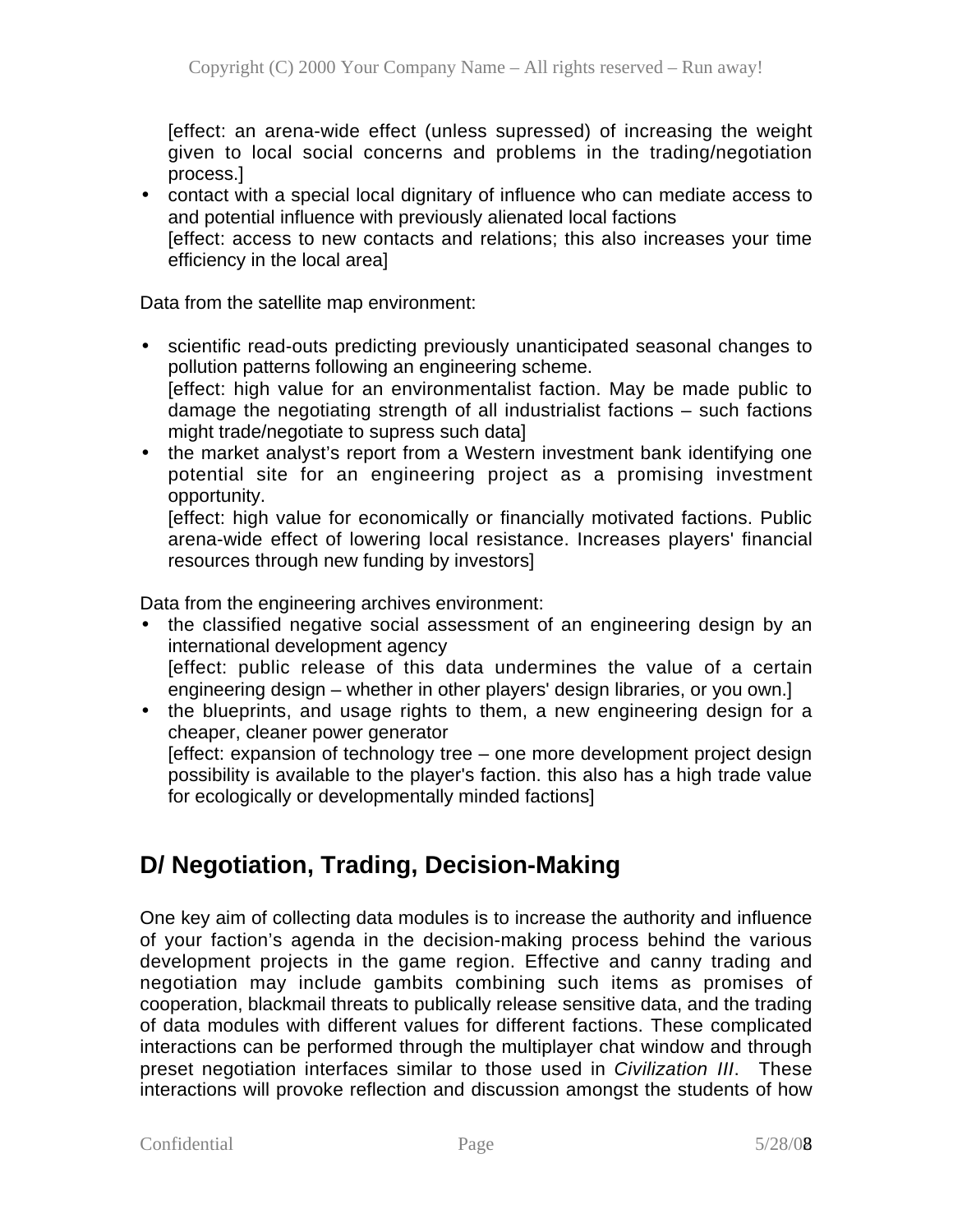[effect: an arena-wide effect (unless supressed) of increasing the weight given to local social concerns and problems in the trading/negotiation process.]

- contact with a special local dignitary of influence who can mediate access to and potential influence with previously alienated local factions
  [effect: access to new contacts and relations; this also increases your time efficiency in the local area]

Data from the satellite map environment:

- scientific read-outs predicting previously unanticipated seasonal changes to pollution patterns following an engineering scheme.
  [effect: high value for an environmentalist faction. May be made public to damage the negotiating strength of all industrialist factions – such factions might trade/negotiate to supress such data]
- the market analyst's report from a Western investment bank identifying one potential site for an engineering project as a promising investment opportunity.
  [effect: high value for economically or financially motivated factions. Public arena-wide effect of lowering local resistance. Increases players' financial resources through new funding by investors]

Data from the engineering archives environment:

- the classified negative social assessment of an engineering design by an international development agency
  [effect: public release of this data undermines the value of a certain engineering design – whether in other players' design libraries, or you own.]
- the blueprints, and usage rights to them, a new engineering design for a cheaper, cleaner power generator
  [effect: expansion of technology tree – one more development project design possibility is available to the player's faction. this also has a high trade value for ecologically or developmentally minded factions]

## D/ Negotiation, Trading, Decision-Making

One key aim of collecting data modules is to increase the authority and influence of your faction's agenda in the decision-making process behind the various development projects in the game region. Effective and canny trading and negotiation may include gambits combining such items as promises of cooperation, blackmail threats to publically release sensitive data, and the trading of data modules with different values for different factions. These complicated interactions can be performed through the multiplayer chat window and through preset negotiation interfaces similar to those used in *Civilization III*. These interactions will provoke reflection and discussion amongst the students of how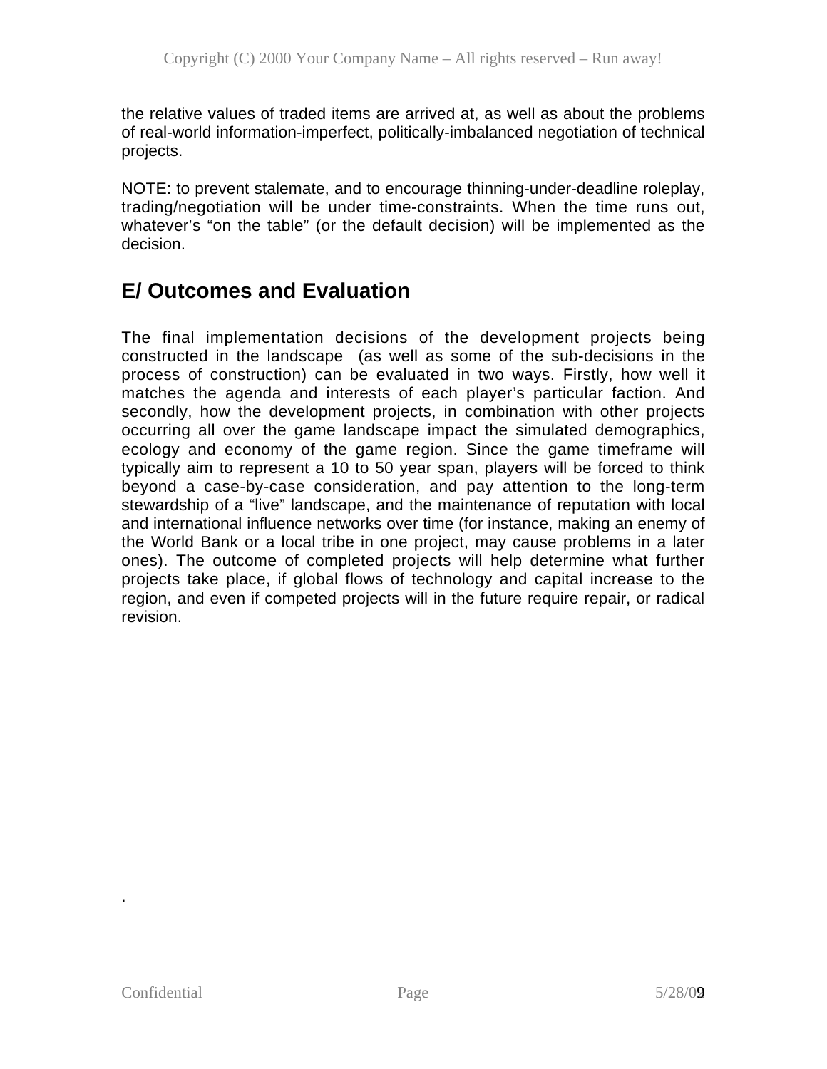the relative values of traded items are arrived at, as well as about the problems of real-world information-imperfect, politically-imbalanced negotiation of technical projects.

NOTE: to prevent stalemate, and to encourage thinning-under-deadline roleplay, trading/negotiation will be under time-constraints. When the time runs out, whatever's "on the table" (or the default decision) will be implemented as the decision.

## E/ Outcomes and Evaluation

The final implementation decisions of the development projects being constructed in the landscape (as well as some of the sub-decisions in the process of construction) can be evaluated in two ways. Firstly, how well it matches the agenda and interests of each player's particular faction. And secondly, how the development projects, in combination with other projects occurring all over the game landscape impact the simulated demographics, ecology and economy of the game region. Since the game timeframe will typically aim to represent a 10 to 50 year span, players will be forced to think beyond a case-by-case consideration, and pay attention to the long-term stewardship of a "live" landscape, and the maintenance of reputation with local and international influence networks over time (for instance, making an enemy of the World Bank or a local tribe in one project, may cause problems in a later ones). The outcome of completed projects will help determine what further projects take place, if global flows of technology and capital increase to the region, and even if competed projects will in the future require repair, or radical revision.

.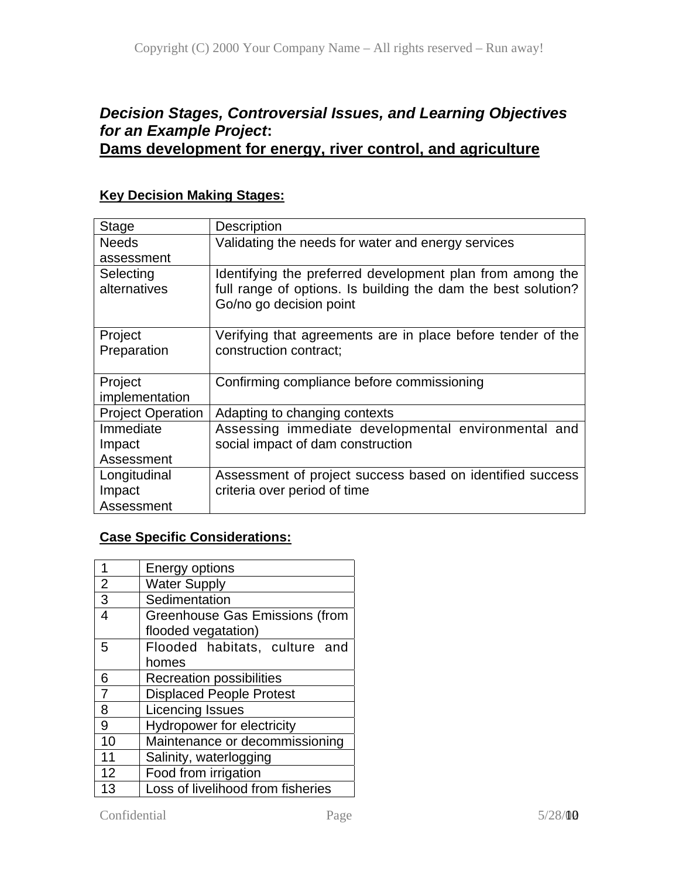## ***Decision Stages, Controversial Issues, and Learning Objectives for an Example Project*:**
## **Dams development for energy, river control, and agriculture**

### **Key Decision Making Stages:**

| Stage | Description |
|---|---|
| Needs assessment | Validating the needs for water and energy services |
| Selecting alternatives | Identifying the preferred development plan from among the full range of options. Is building the dam the best solution? Go/no go decision point |
| Project Preparation | Verifying that agreements are in place before tender of the construction contract; |
| Project implementation | Confirming compliance before commissioning |
| Project Operation | Adapting to changing contexts |
| Immediate Impact Assessment | Assessing immediate developmental environmental and social impact of dam construction |
| Longitudinal Impact Assessment | Assessment of project success based on identified success criteria over period of time |

### **Case Specific Considerations:**

| | |
|---|---|
| 1 | Energy options |
| 2 | Water Supply |
| 3 | Sedimentation |
| 4 | Greenhouse Gas Emissions (from flooded vegatation) |
| 5 | Flooded habitats, culture and homes |
| 6 | Recreation possibilities |
| 7 | Displaced People Protest |
| 8 | Licencing Issues |
| 9 | Hydropower for electricity |
| 10 | Maintenance or decommissioning |
| 11 | Salinity, waterlogging |
| 12 | Food from irrigation |
| 13 | Loss of livelihood from fisheries |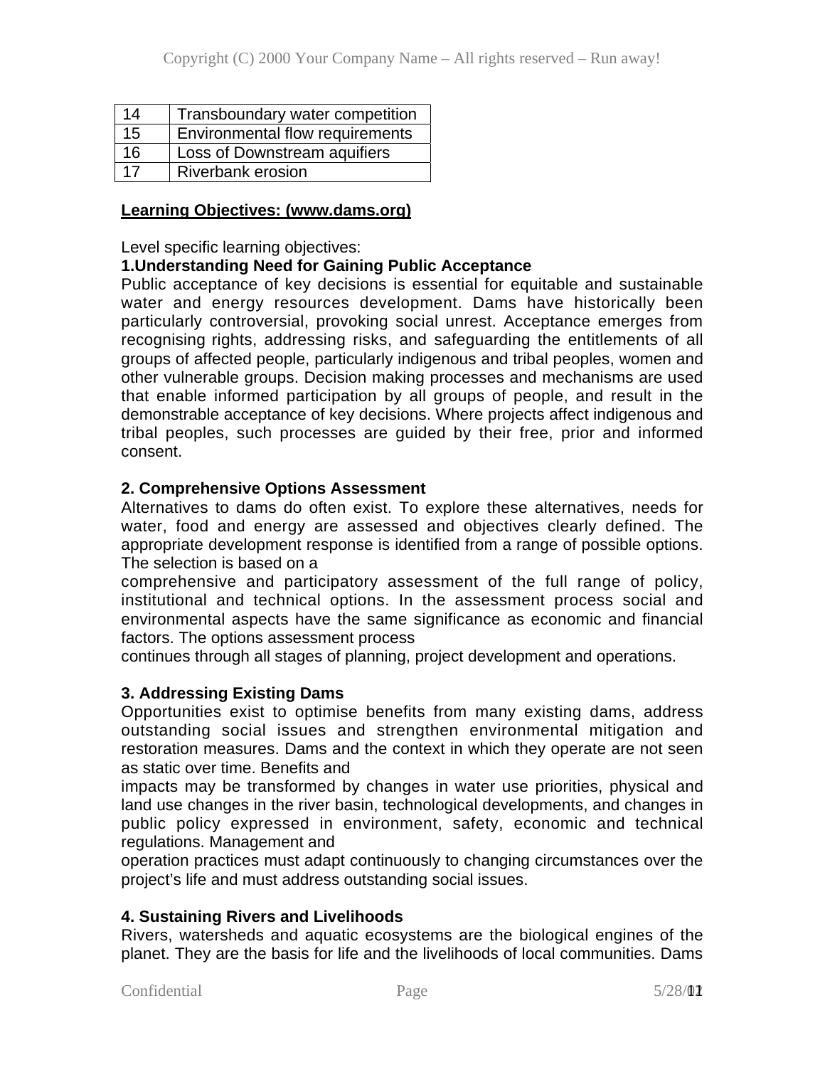| | |
|---|---|
| 14 | Transboundary water competition |
| 15 | Environmental flow requirements |
| 16 | Loss of Downstream aquifiers |
| 17 | Riverbank erosion |

**Learning Objectives: (www.dams.org)**

Level specific learning objectives:

**1.Understanding Need for Gaining Public Acceptance**

Public acceptance of key decisions is essential for equitable and sustainable water and energy resources development. Dams have historically been particularly controversial, provoking social unrest. Acceptance emerges from recognising rights, addressing risks, and safeguarding the entitlements of all groups of affected people, particularly indigenous and tribal peoples, women and other vulnerable groups. Decision making processes and mechanisms are used that enable informed participation by all groups of people, and result in the demonstrable acceptance of key decisions. Where projects affect indigenous and tribal peoples, such processes are guided by their free, prior and informed consent.

**2. Comprehensive Options Assessment**

Alternatives to dams do often exist. To explore these alternatives, needs for water, food and energy are assessed and objectives clearly defined. The appropriate development response is identified from a range of possible options. The selection is based on a comprehensive and participatory assessment of the full range of policy, institutional and technical options. In the assessment process social and environmental aspects have the same significance as economic and financial factors. The options assessment process continues through all stages of planning, project development and operations.

**3. Addressing Existing Dams**

Opportunities exist to optimise benefits from many existing dams, address outstanding social issues and strengthen environmental mitigation and restoration measures. Dams and the context in which they operate are not seen as static over time. Benefits and impacts may be transformed by changes in water use priorities, physical and land use changes in the river basin, technological developments, and changes in public policy expressed in environment, safety, economic and technical regulations. Management and operation practices must adapt continuously to changing circumstances over the project's life and must address outstanding social issues.

**4. Sustaining Rivers and Livelihoods**

Rivers, watersheds and aquatic ecosystems are the biological engines of the planet. They are the basis for life and the livelihoods of local communities. Dams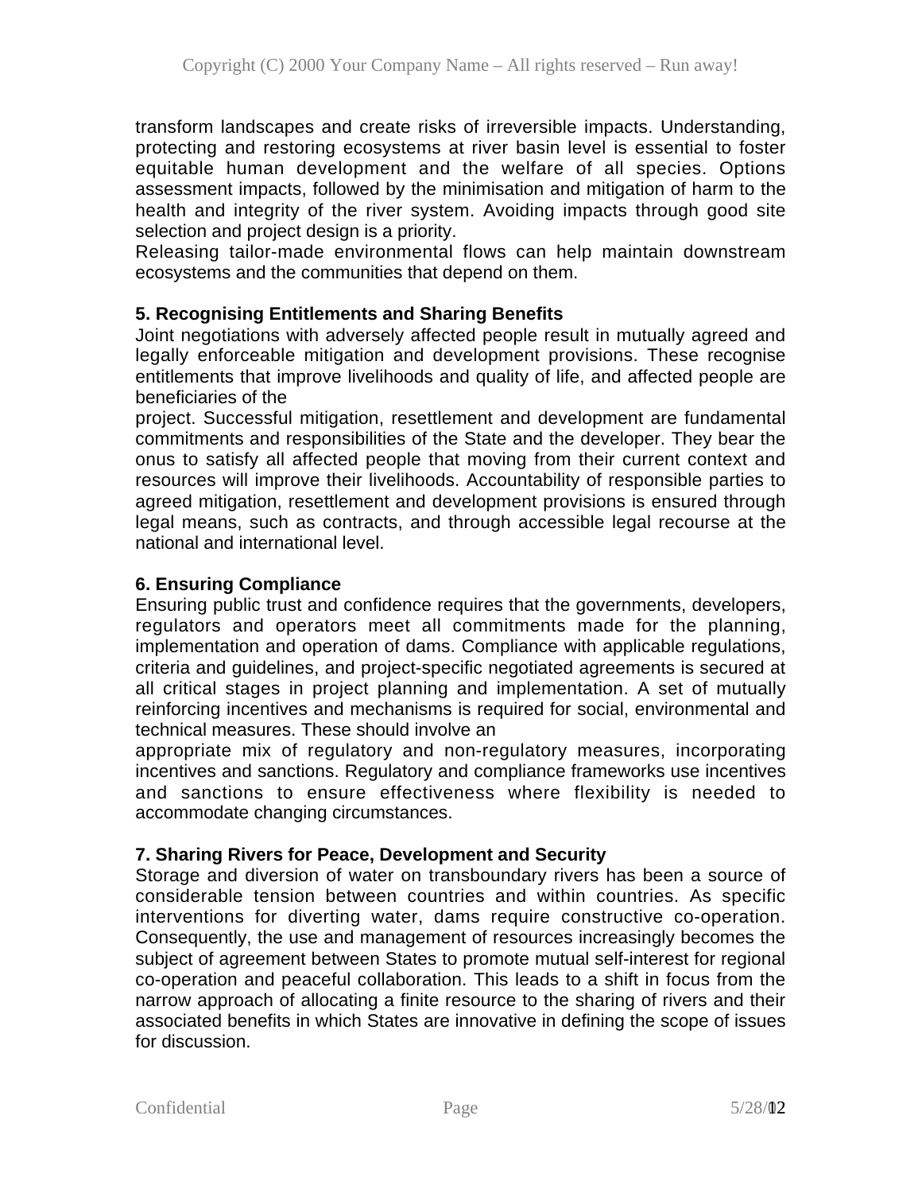transform landscapes and create risks of irreversible impacts. Understanding, protecting and restoring ecosystems at river basin level is essential to foster equitable human development and the welfare of all species. Options assessment impacts, followed by the minimisation and mitigation of harm to the health and integrity of the river system. Avoiding impacts through good site selection and project design is a priority.

Releasing tailor-made environmental flows can help maintain downstream ecosystems and the communities that depend on them.

**5. Recognising Entitlements and Sharing Benefits**

Joint negotiations with adversely affected people result in mutually agreed and legally enforceable mitigation and development provisions. These recognise entitlements that improve livelihoods and quality of life, and affected people are beneficiaries of the project. Successful mitigation, resettlement and development are fundamental commitments and responsibilities of the State and the developer. They bear the onus to satisfy all affected people that moving from their current context and resources will improve their livelihoods. Accountability of responsible parties to agreed mitigation, resettlement and development provisions is ensured through legal means, such as contracts, and through accessible legal recourse at the national and international level.

**6. Ensuring Compliance**

Ensuring public trust and confidence requires that the governments, developers, regulators and operators meet all commitments made for the planning, implementation and operation of dams. Compliance with applicable regulations, criteria and guidelines, and project-specific negotiated agreements is secured at all critical stages in project planning and implementation. A set of mutually reinforcing incentives and mechanisms is required for social, environmental and technical measures. These should involve an appropriate mix of regulatory and non-regulatory measures, incorporating incentives and sanctions. Regulatory and compliance frameworks use incentives and sanctions to ensure effectiveness where flexibility is needed to accommodate changing circumstances.

**7. Sharing Rivers for Peace, Development and Security**

Storage and diversion of water on transboundary rivers has been a source of considerable tension between countries and within countries. As specific interventions for diverting water, dams require constructive co-operation. Consequently, the use and management of resources increasingly becomes the subject of agreement between States to promote mutual self-interest for regional co-operation and peaceful collaboration. This leads to a shift in focus from the narrow approach of allocating a finite resource to the sharing of rivers and their associated benefits in which States are innovative in defining the scope of issues for discussion.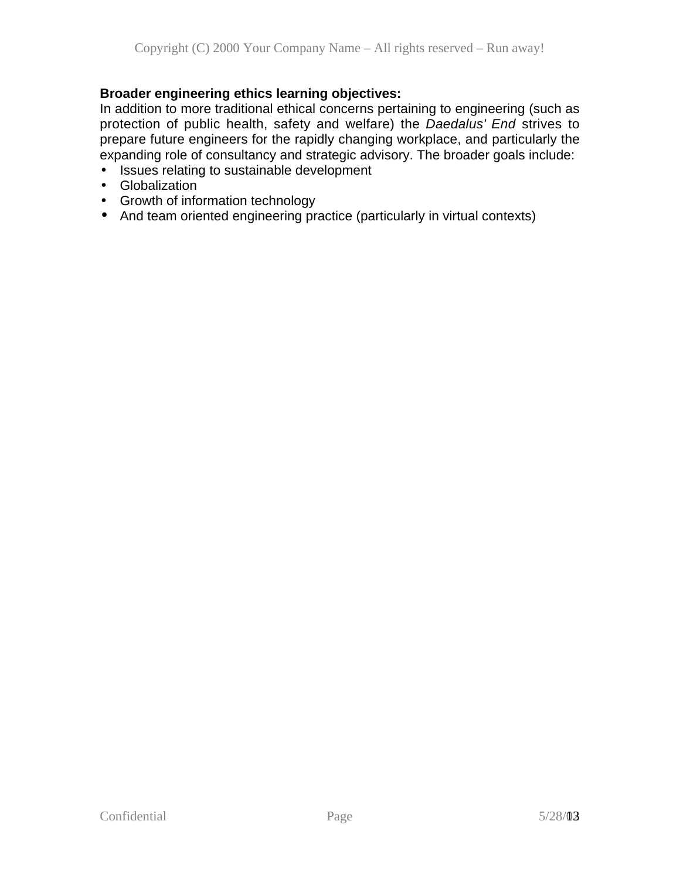**Broader engineering ethics learning objectives:**

In addition to more traditional ethical concerns pertaining to engineering (such as protection of public health, safety and welfare) the *Daedalus' End* strives to prepare future engineers for the rapidly changing workplace, and particularly the expanding role of consultancy and strategic advisory. The broader goals include:

- Issues relating to sustainable development
- Globalization
- Growth of information technology
- And team oriented engineering practice (particularly in virtual contexts)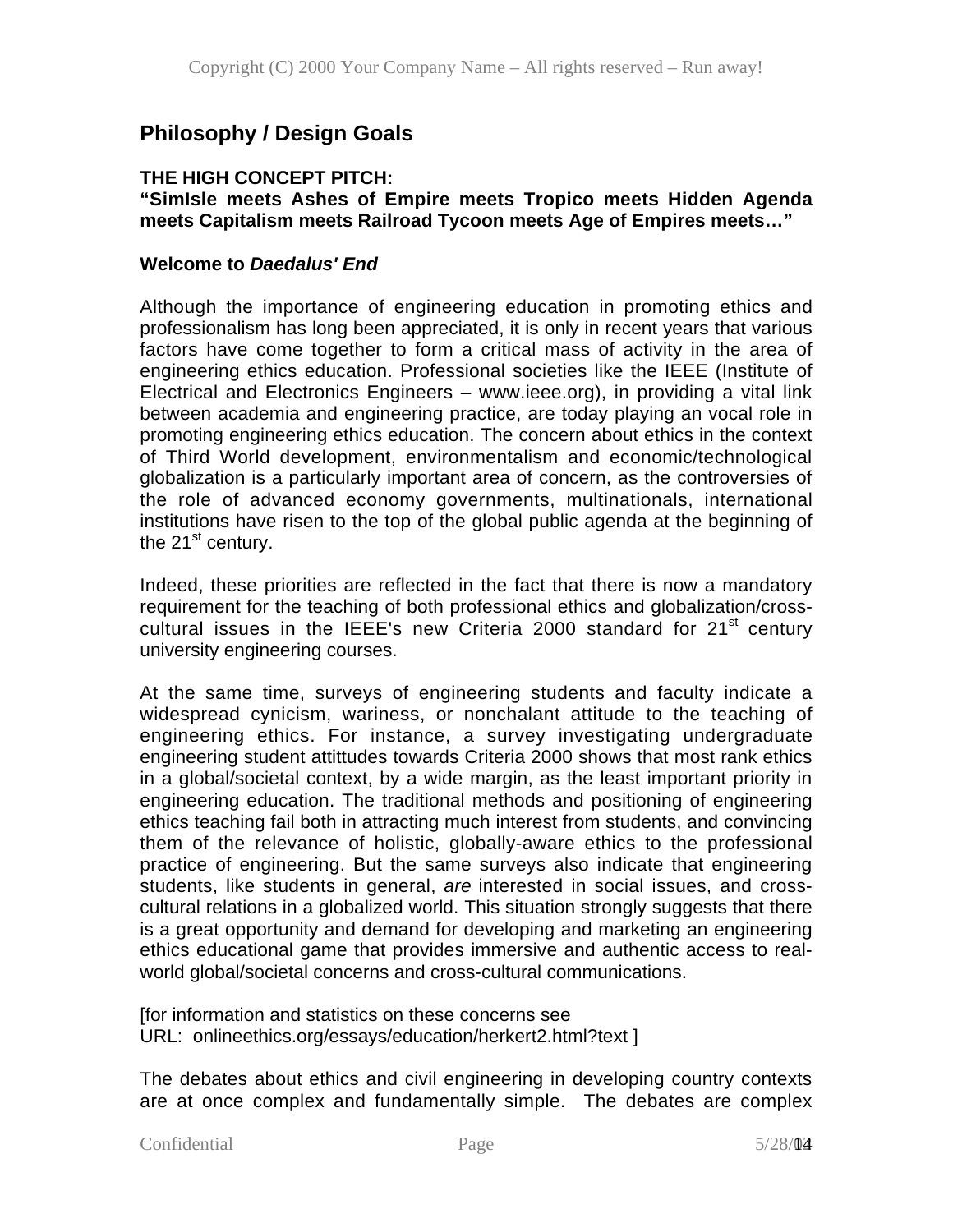## Philosophy / Design Goals

**THE HIGH CONCEPT PITCH:**
**"SimIsle meets Ashes of Empire meets Tropico meets Hidden Agenda meets Capitalism meets Railroad Tycoon meets Age of Empires meets…"**

**Welcome to *Daedalus' End***

Although the importance of engineering education in promoting ethics and professionalism has long been appreciated, it is only in recent years that various factors have come together to form a critical mass of activity in the area of engineering ethics education. Professional societies like the IEEE (Institute of Electrical and Electronics Engineers – www.ieee.org), in providing a vital link between academia and engineering practice, are today playing an vocal role in promoting engineering ethics education. The concern about ethics in the context of Third World development, environmentalism and economic/technological globalization is a particularly important area of concern, as the controversies of the role of advanced economy governments, multinationals, international institutions have risen to the top of the global public agenda at the beginning of the 21st century.

Indeed, these priorities are reflected in the fact that there is now a mandatory requirement for the teaching of both professional ethics and globalization/cross-cultural issues in the IEEE's new Criteria 2000 standard for 21st century university engineering courses.

At the same time, surveys of engineering students and faculty indicate a widespread cynicism, wariness, or nonchalant attitude to the teaching of engineering ethics. For instance, a survey investigating undergraduate engineering student attittudes towards Criteria 2000 shows that most rank ethics in a global/societal context, by a wide margin, as the least important priority in engineering education. The traditional methods and positioning of engineering ethics teaching fail both in attracting much interest from students, and convincing them of the relevance of holistic, globally-aware ethics to the professional practice of engineering. But the same surveys also indicate that engineering students, like students in general, *are* interested in social issues, and cross-cultural relations in a globalized world. This situation strongly suggests that there is a great opportunity and demand for developing and marketing an engineering ethics educational game that provides immersive and authentic access to real-world global/societal concerns and cross-cultural communications.

[for information and statistics on these concerns see
URL: onlineethics.org/essays/education/herkert2.html?text ]

The debates about ethics and civil engineering in developing country contexts are at once complex and fundamentally simple. The debates are complex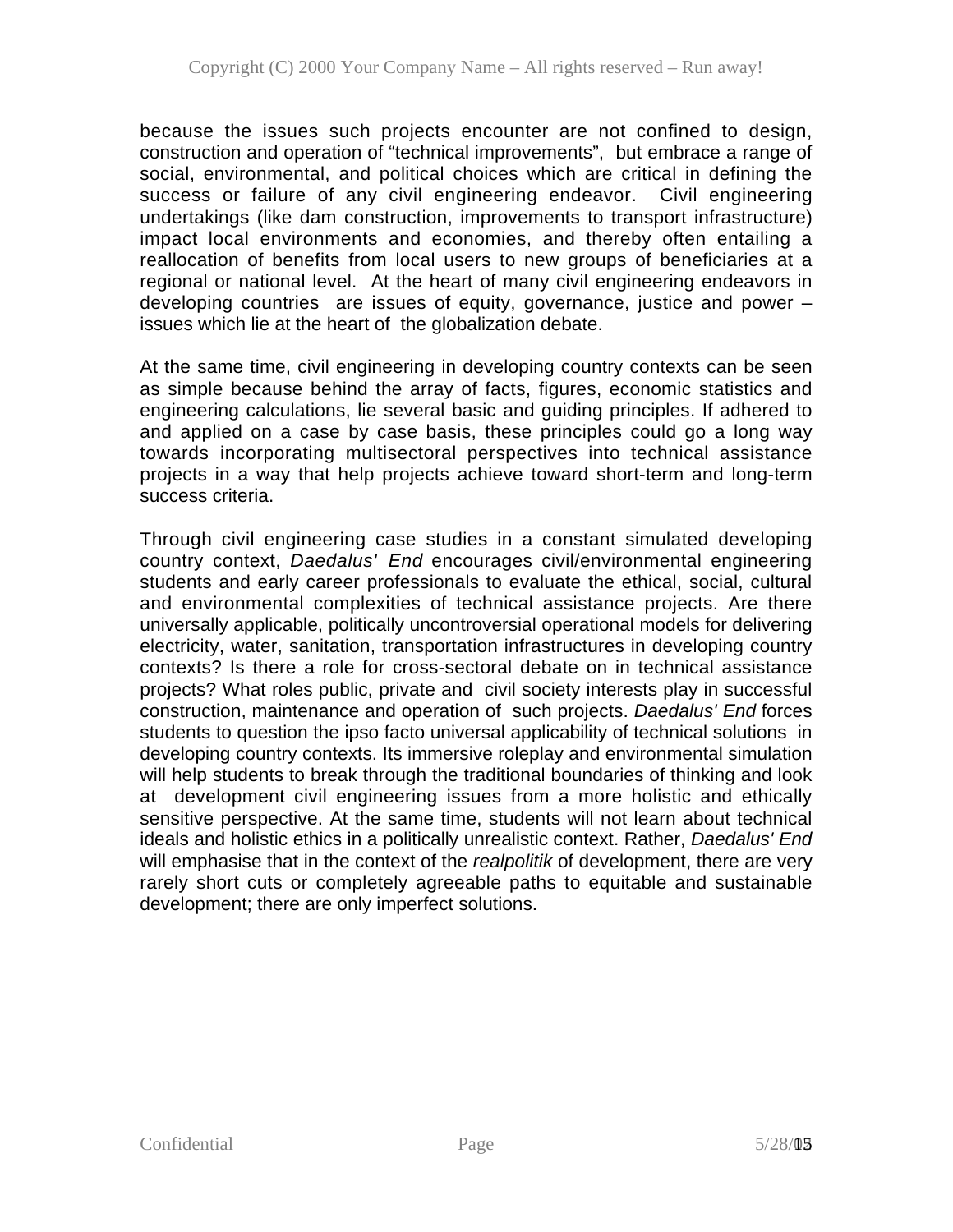because the issues such projects encounter are not confined to design, construction and operation of "technical improvements", but embrace a range of social, environmental, and political choices which are critical in defining the success or failure of any civil engineering endeavor. Civil engineering undertakings (like dam construction, improvements to transport infrastructure) impact local environments and economies, and thereby often entailing a reallocation of benefits from local users to new groups of beneficiaries at a regional or national level. At the heart of many civil engineering endeavors in developing countries are issues of equity, governance, justice and power – issues which lie at the heart of the globalization debate.

At the same time, civil engineering in developing country contexts can be seen as simple because behind the array of facts, figures, economic statistics and engineering calculations, lie several basic and guiding principles. If adhered to and applied on a case by case basis, these principles could go a long way towards incorporating multisectoral perspectives into technical assistance projects in a way that help projects achieve toward short-term and long-term success criteria.

Through civil engineering case studies in a constant simulated developing country context, *Daedalus' End* encourages civil/environmental engineering students and early career professionals to evaluate the ethical, social, cultural and environmental complexities of technical assistance projects. Are there universally applicable, politically uncontroversial operational models for delivering electricity, water, sanitation, transportation infrastructures in developing country contexts? Is there a role for cross-sectoral debate on in technical assistance projects? What roles public, private and civil society interests play in successful construction, maintenance and operation of such projects. *Daedalus' End* forces students to question the ipso facto universal applicability of technical solutions in developing country contexts. Its immersive roleplay and environmental simulation will help students to break through the traditional boundaries of thinking and look at development civil engineering issues from a more holistic and ethically sensitive perspective. At the same time, students will not learn about technical ideals and holistic ethics in a politically unrealistic context. Rather, *Daedalus' End* will emphasise that in the context of the *realpolitik* of development, there are very rarely short cuts or completely agreeable paths to equitable and sustainable development; there are only imperfect solutions.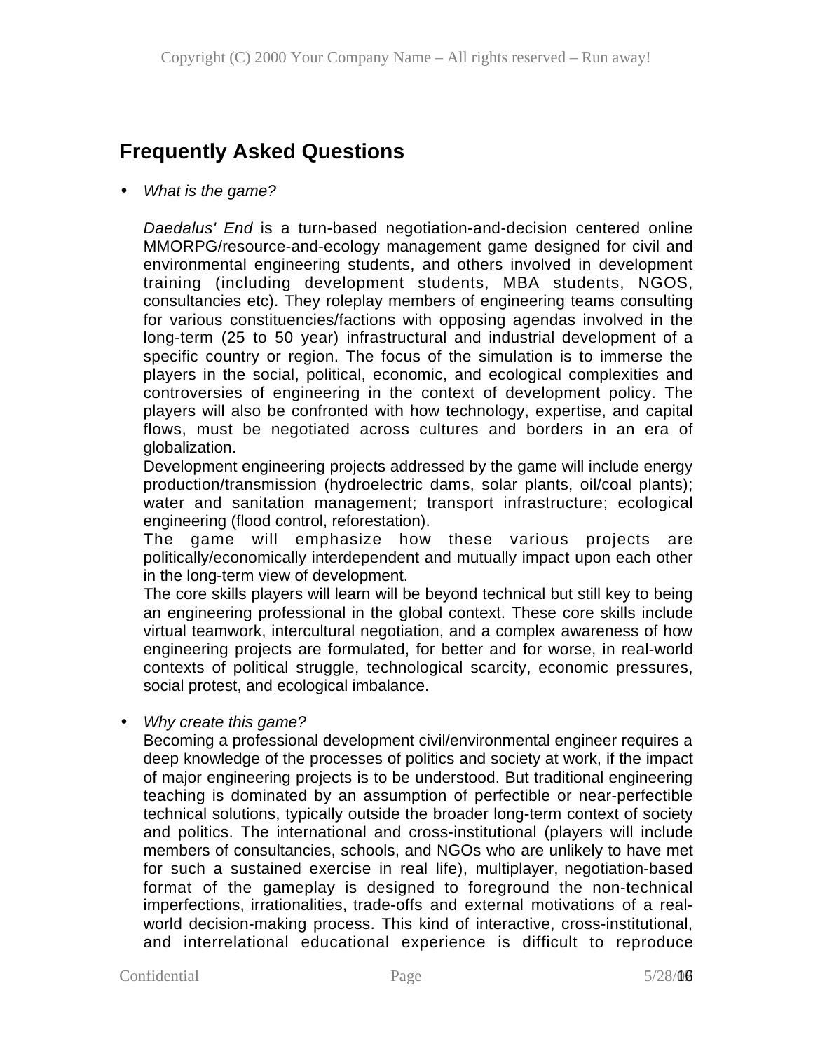## Frequently Asked Questions

- *What is the game?*

  *Daedalus' End* is a turn-based negotiation-and-decision centered online MMORPG/resource-and-ecology management game designed for civil and environmental engineering students, and others involved in development training (including development students, MBA students, NGOS, consultancies etc). They roleplay members of engineering teams consulting for various constituencies/factions with opposing agendas involved in the long-term (25 to 50 year) infrastructural and industrial development of a specific country or region. The focus of the simulation is to immerse the players in the social, political, economic, and ecological complexities and controversies of engineering in the context of development policy. The players will also be confronted with how technology, expertise, and capital flows, must be negotiated across cultures and borders in an era of globalization.

  Development engineering projects addressed by the game will include energy production/transmission (hydroelectric dams, solar plants, oil/coal plants); water and sanitation management; transport infrastructure; ecological engineering (flood control, reforestation).

  The game will emphasize how these various projects are politically/economically interdependent and mutually impact upon each other in the long-term view of development.

  The core skills players will learn will be beyond technical but still key to being an engineering professional in the global context. These core skills include virtual teamwork, intercultural negotiation, and a complex awareness of how engineering projects are formulated, for better and for worse, in real-world contexts of political struggle, technological scarcity, economic pressures, social protest, and ecological imbalance.

- *Why create this game?*

  Becoming a professional development civil/environmental engineer requires a deep knowledge of the processes of politics and society at work, if the impact of major engineering projects is to be understood. But traditional engineering teaching is dominated by an assumption of perfectible or near-perfectible technical solutions, typically outside the broader long-term context of society and politics. The international and cross-institutional (players will include members of consultancies, schools, and NGOs who are unlikely to have met for such a sustained exercise in real life), multiplayer, negotiation-based format of the gameplay is designed to foreground the non-technical imperfections, irrationalities, trade-offs and external motivations of a real-world decision-making process. This kind of interactive, cross-institutional, and interrelational educational experience is difficult to reproduce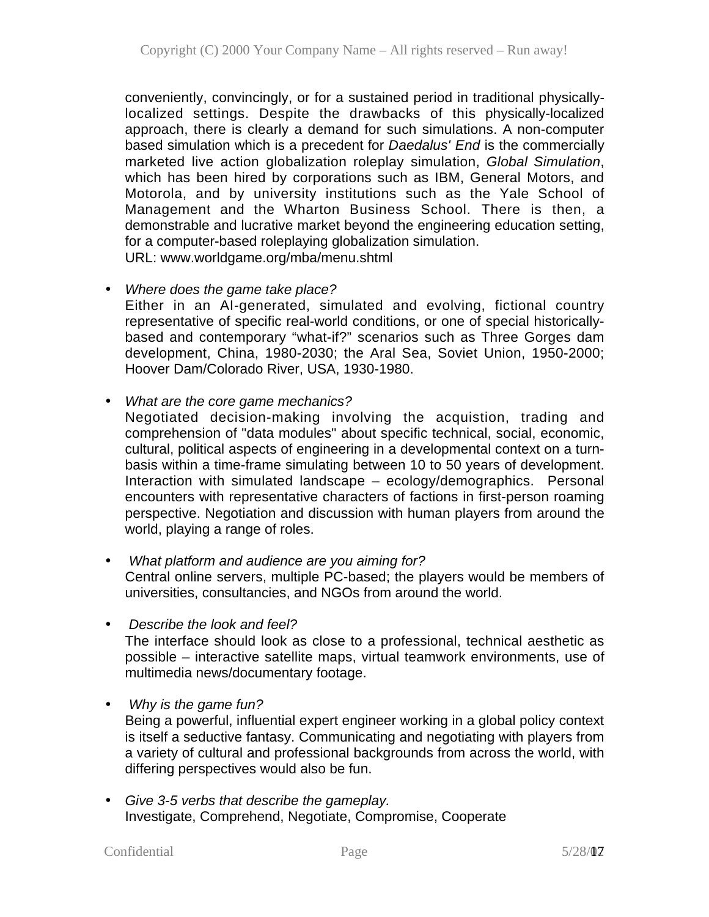conveniently, convincingly, or for a sustained period in traditional physically-localized settings. Despite the drawbacks of this physically-localized approach, there is clearly a demand for such simulations. A non-computer based simulation which is a precedent for *Daedalus' End* is the commercially marketed live action globalization roleplay simulation, *Global Simulation*, which has been hired by corporations such as IBM, General Motors, and Motorola, and by university institutions such as the Yale School of Management and the Wharton Business School. There is then, a demonstrable and lucrative market beyond the engineering education setting, for a computer-based roleplaying globalization simulation.
URL: www.worldgame.org/mba/menu.shtml

- *Where does the game take place?*
  Either in an AI-generated, simulated and evolving, fictional country representative of specific real-world conditions, or one of special historically-based and contemporary "what-if?" scenarios such as Three Gorges dam development, China, 1980-2030; the Aral Sea, Soviet Union, 1950-2000; Hoover Dam/Colorado River, USA, 1930-1980.

- *What are the core game mechanics?*
  Negotiated decision-making involving the acquistion, trading and comprehension of "data modules" about specific technical, social, economic, cultural, political aspects of engineering in a developmental context on a turn-basis within a time-frame simulating between 10 to 50 years of development. Interaction with simulated landscape – ecology/demographics. Personal encounters with representative characters of factions in first-person roaming perspective. Negotiation and discussion with human players from around the world, playing a range of roles.

- *What platform and audience are you aiming for?*
  Central online servers, multiple PC-based; the players would be members of universities, consultancies, and NGOs from around the world.

- *Describe the look and feel?*
  The interface should look as close to a professional, technical aesthetic as possible – interactive satellite maps, virtual teamwork environments, use of multimedia news/documentary footage.

- *Why is the game fun?*
  Being a powerful, influential expert engineer working in a global policy context is itself a seductive fantasy. Communicating and negotiating with players from a variety of cultural and professional backgrounds from across the world, with differing perspectives would also be fun.

- *Give 3-5 verbs that describe the gameplay.*
  Investigate, Comprehend, Negotiate, Compromise, Cooperate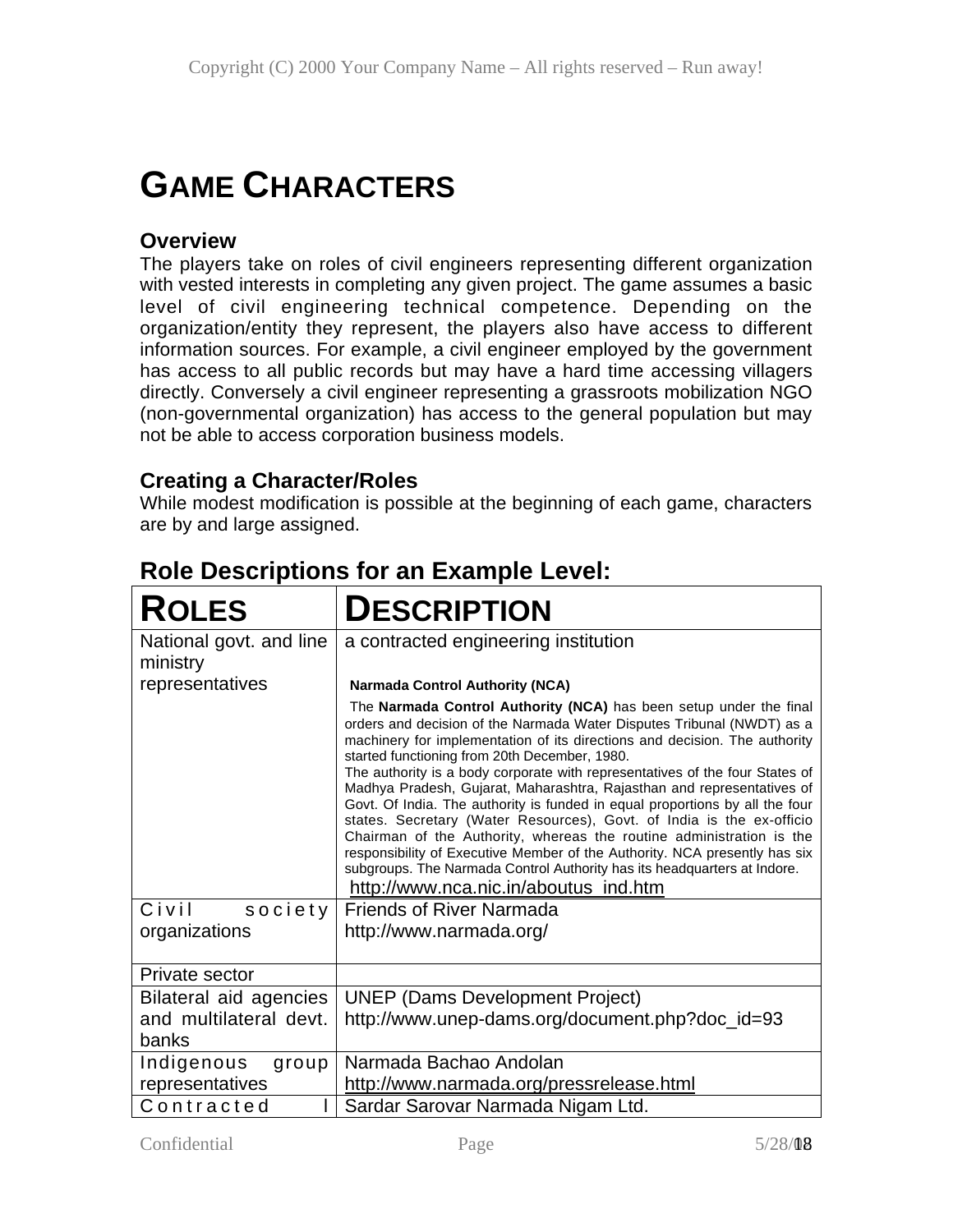# GAME CHARACTERS

### Overview

The players take on roles of civil engineers representing different organization with vested interests in completing any given project. The game assumes a basic level of civil engineering technical competence. Depending on the organization/entity they represent, the players also have access to different information sources. For example, a civil engineer employed by the government has access to all public records but may have a hard time accessing villagers directly. Conversely a civil engineer representing a grassroots mobilization NGO (non-governmental organization) has access to the general population but may not be able to access corporation business models.

### Creating a Character/Roles

While modest modification is possible at the beginning of each game, characters are by and large assigned.

## Role Descriptions for an Example Level:

| ROLES | DESCRIPTION |
|---|---|
| National govt. and line ministry representatives | a contracted engineering institution<br><br>**Narmada Control Authority (NCA)**<br><br>The **Narmada Control Authority (NCA)** has been setup under the final orders and decision of the Narmada Water Disputes Tribunal (NWDT) as a machinery for implementation of its directions and decision. The authority started functioning from 20th December, 1980.<br>The authority is a body corporate with representatives of the four States of Madhya Pradesh, Gujarat, Maharashtra, Rajasthan and representatives of Govt. Of India. The authority is funded in equal proportions by all the four states. Secretary (Water Resources), Govt. of India is the ex-officio Chairman of the Authority, whereas the routine administration is the responsibility of Executive Member of the Authority. NCA presently has six subgroups. The Narmada Control Authority has its headquarters at Indore.<br>http://www.nca.nic.in/aboutus_ind.htm |
| Civil society organizations | Friends of River Narmada<br>http://www.narmada.org/ |
| Private sector | |
| Bilateral aid agencies and multilateral devt. banks | UNEP (Dams Development Project)<br>http://www.unep-dams.org/document.php?doc_id=93 |
| Indigenous group representatives | Narmada Bachao Andolan<br>http://www.narmada.org/pressrelease.html |
| Contracted l | Sardar Sarovar Narmada Nigam Ltd. |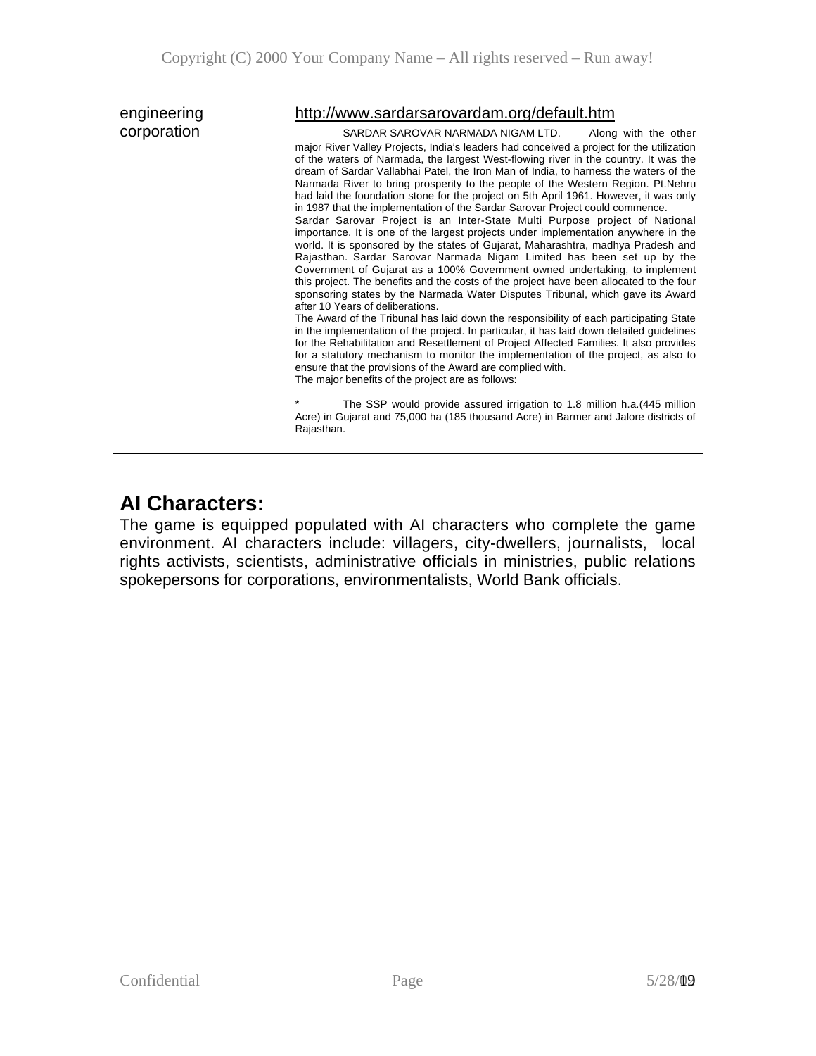| engineering corporation | http://www.sardarsarovardam.org/default.htm<br><br>SARDAR SAROVAR NARMADA NIGAM LTD. Along with the other major River Valley Projects, India's leaders had conceived a project for the utilization of the waters of Narmada, the largest West-flowing river in the country. It was the dream of Sardar Vallabhai Patel, the Iron Man of India, to harness the waters of the Narmada River to bring prosperity to the people of the Western Region. Pt.Nehru had laid the foundation stone for the project on 5th April 1961. However, it was only in 1987 that the implementation of the Sardar Sarovar Project could commence.<br>Sardar Sarovar Project is an Inter-State Multi Purpose project of National importance. It is one of the largest projects under implementation anywhere in the world. It is sponsored by the states of Gujarat, Maharashtra, madhya Pradesh and Rajasthan. Sardar Sarovar Narmada Nigam Limited has been set up by the Government of Gujarat as a 100% Government owned undertaking, to implement this project. The benefits and the costs of the project have been allocated to the four sponsoring states by the Narmada Water Disputes Tribunal, which gave its Award after 10 Years of deliberations.<br>The Award of the Tribunal has laid down the responsibility of each participating State in the implementation of the project. In particular, it has laid down detailed guidelines for the Rehabilitation and Resettlement of Project Affected Families. It also provides for a statutory mechanism to monitor the implementation of the project, as also to ensure that the provisions of the Award are complied with.<br>The major benefits of the project are as follows:<br><br>* The SSP would provide assured irrigation to 1.8 million h.a.(445 million Acre) in Gujarat and 75,000 ha (185 thousand Acre) in Barmer and Jalore districts of Rajasthan. |
|---|---|

## AI Characters:

The game is equipped populated with AI characters who complete the game environment. AI characters include: villagers, city-dwellers, journalists, local rights activists, scientists, administrative officials in ministries, public relations spokepersons for corporations, environmentalists, World Bank officials.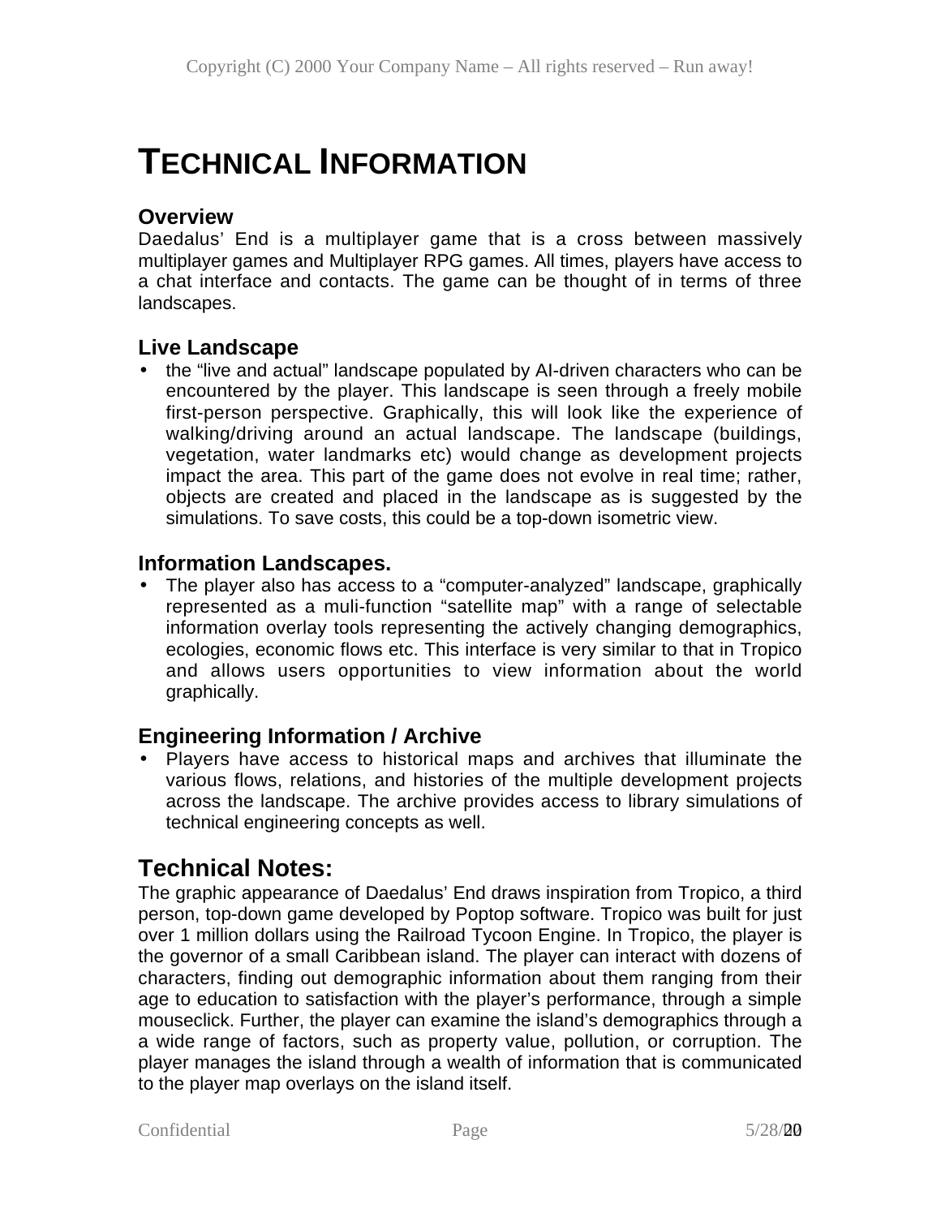# TECHNICAL INFORMATION

### Overview

Daedalus' End is a multiplayer game that is a cross between massively multiplayer games and Multiplayer RPG games. All times, players have access to a chat interface and contacts. The game can be thought of in terms of three landscapes.

### Live Landscape

- the "live and actual" landscape populated by AI-driven characters who can be encountered by the player. This landscape is seen through a freely mobile first-person perspective. Graphically, this will look like the experience of walking/driving around an actual landscape. The landscape (buildings, vegetation, water landmarks etc) would change as development projects impact the area. This part of the game does not evolve in real time; rather, objects are created and placed in the landscape as is suggested by the simulations. To save costs, this could be a top-down isometric view.

### Information Landscapes.

- The player also has access to a "computer-analyzed" landscape, graphically represented as a muli-function "satellite map" with a range of selectable information overlay tools representing the actively changing demographics, ecologies, economic flows etc. This interface is very similar to that in Tropico and allows users opportunities to view information about the world graphically.

### Engineering Information / Archive

- Players have access to historical maps and archives that illuminate the various flows, relations, and histories of the multiple development projects across the landscape. The archive provides access to library simulations of technical engineering concepts as well.

## Technical Notes:

The graphic appearance of Daedalus' End draws inspiration from Tropico, a third person, top-down game developed by Poptop software. Tropico was built for just over 1 million dollars using the Railroad Tycoon Engine. In Tropico, the player is the governor of a small Caribbean island. The player can interact with dozens of characters, finding out demographic information about them ranging from their age to education to satisfaction with the player's performance, through a simple mouseclick. Further, the player can examine the island's demographics through a a wide range of factors, such as property value, pollution, or corruption. The player manages the island through a wealth of information that is communicated to the player map overlays on the island itself.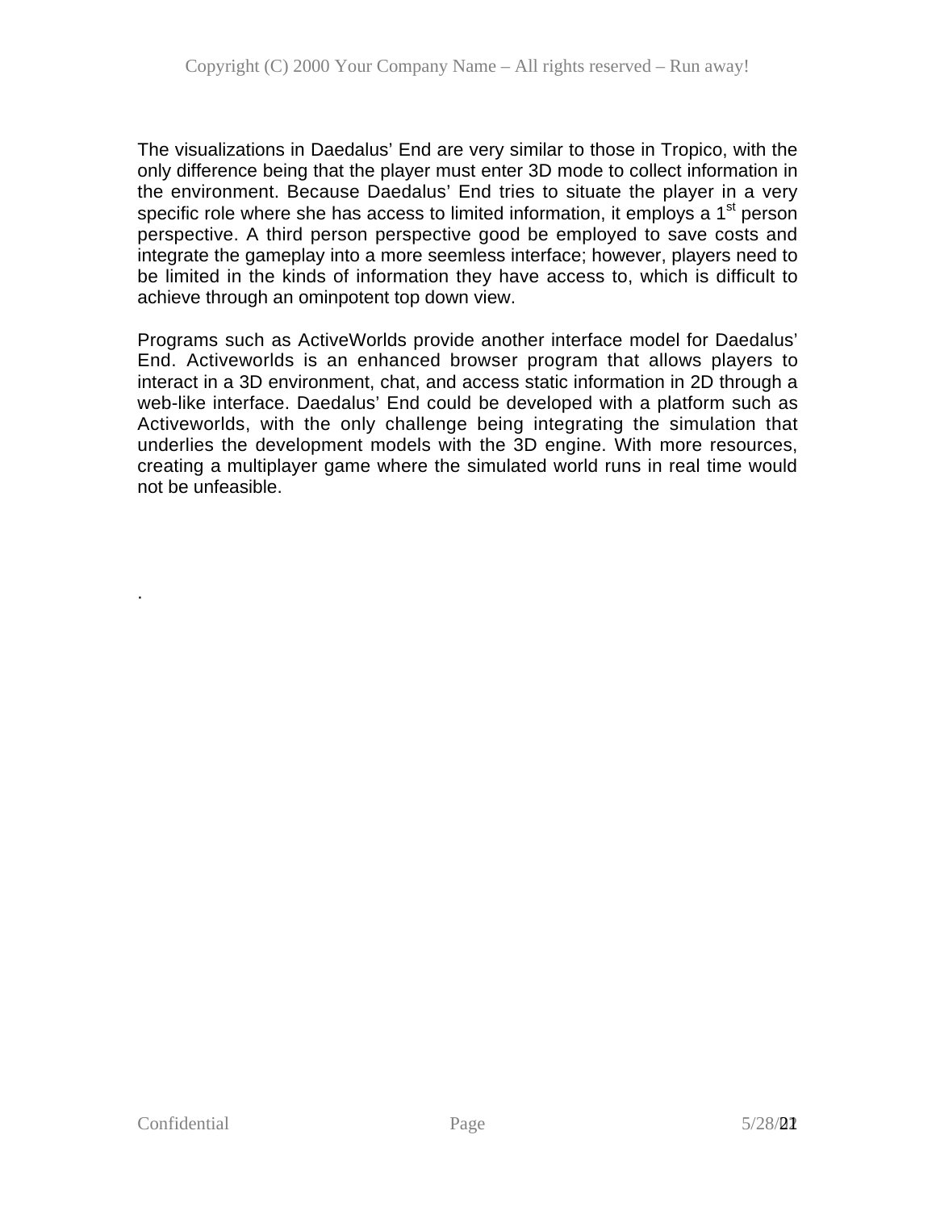The visualizations in Daedalus' End are very similar to those in Tropico, with the only difference being that the player must enter 3D mode to collect information in the environment. Because Daedalus' End tries to situate the player in a very specific role where she has access to limited information, it employs a 1st person perspective. A third person perspective good be employed to save costs and integrate the gameplay into a more seemless interface; however, players need to be limited in the kinds of information they have access to, which is difficult to achieve through an ominpotent top down view.

Programs such as ActiveWorlds provide another interface model for Daedalus' End. Activeworlds is an enhanced browser program that allows players to interact in a 3D environment, chat, and access static information in 2D through a web-like interface. Daedalus' End could be developed with a platform such as Activeworlds, with the only challenge being integrating the simulation that underlies the development models with the 3D engine. With more resources, creating a multiplayer game where the simulated world runs in real time would not be unfeasible.

.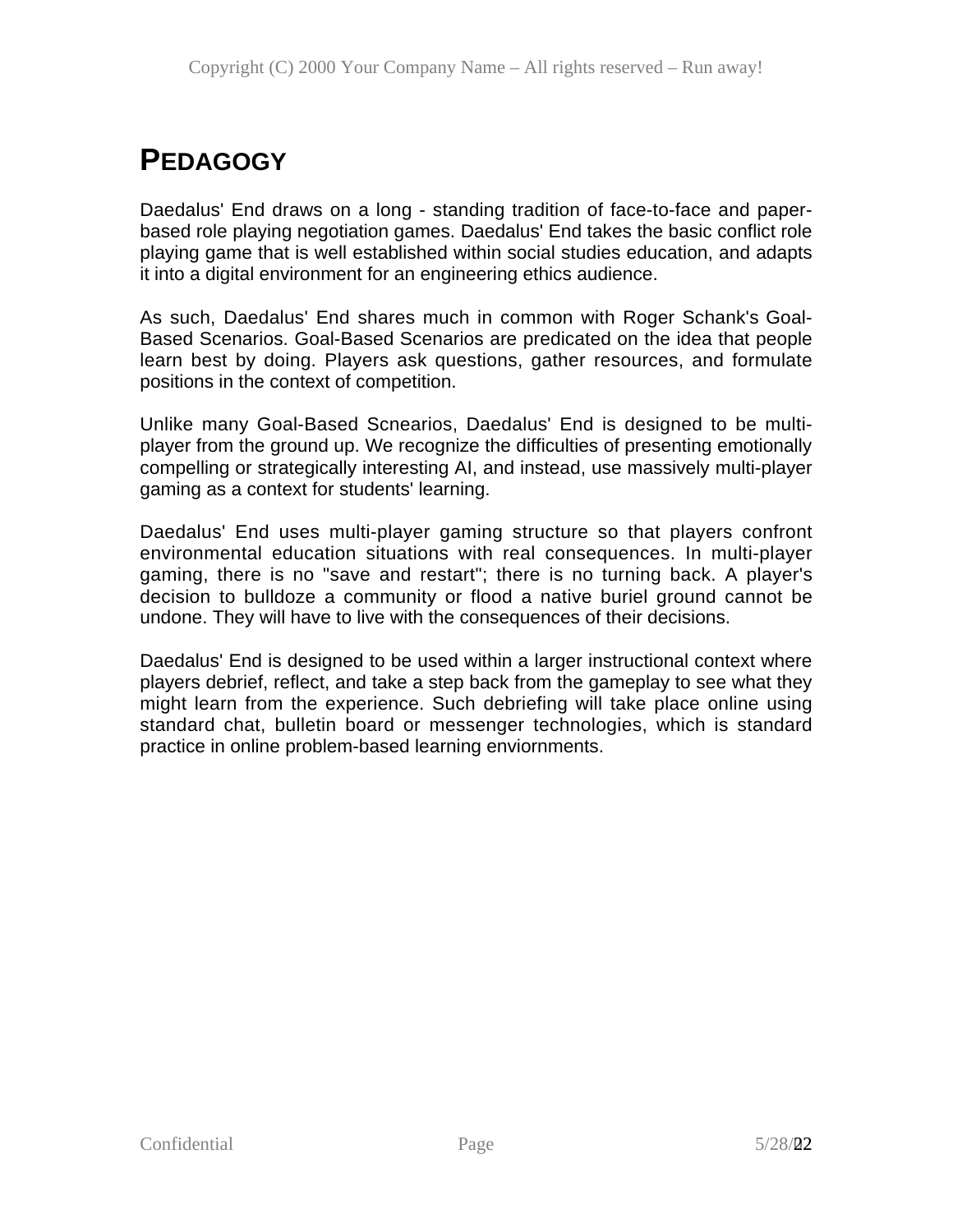# PEDAGOGY

Daedalus' End draws on a long - standing tradition of face-to-face and paper-based role playing negotiation games. Daedalus' End takes the basic conflict role playing game that is well established within social studies education, and adapts it into a digital environment for an engineering ethics audience.

As such, Daedalus' End shares much in common with Roger Schank's Goal-Based Scenarios. Goal-Based Scenarios are predicated on the idea that people learn best by doing. Players ask questions, gather resources, and formulate positions in the context of competition.

Unlike many Goal-Based Scnearios, Daedalus' End is designed to be multi-player from the ground up. We recognize the difficulties of presenting emotionally compelling or strategically interesting AI, and instead, use massively multi-player gaming as a context for students' learning.

Daedalus' End uses multi-player gaming structure so that players confront environmental education situations with real consequences. In multi-player gaming, there is no "save and restart"; there is no turning back. A player's decision to bulldoze a community or flood a native buriel ground cannot be undone. They will have to live with the consequences of their decisions.

Daedalus' End is designed to be used within a larger instructional context where players debrief, reflect, and take a step back from the gameplay to see what they might learn from the experience. Such debriefing will take place online using standard chat, bulletin board or messenger technologies, which is standard practice in online problem-based learning enviornments.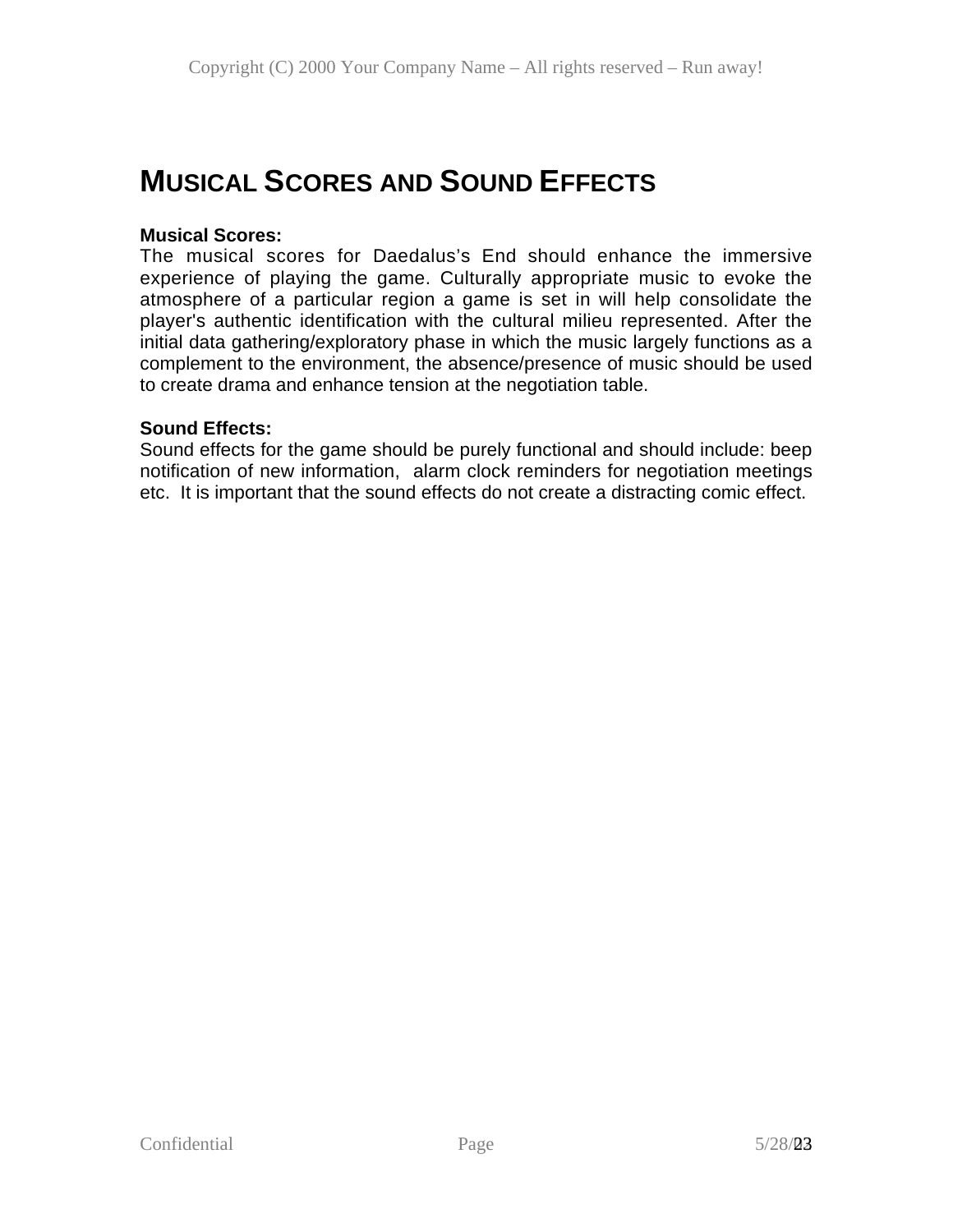# MUSICAL SCORES AND SOUND EFFECTS

**Musical Scores:**

The musical scores for Daedalus's End should enhance the immersive experience of playing the game. Culturally appropriate music to evoke the atmosphere of a particular region a game is set in will help consolidate the player's authentic identification with the cultural milieu represented. After the initial data gathering/exploratory phase in which the music largely functions as a complement to the environment, the absence/presence of music should be used to create drama and enhance tension at the negotiation table.

**Sound Effects:**

Sound effects for the game should be purely functional and should include: beep notification of new information, alarm clock reminders for negotiation meetings etc. It is important that the sound effects do not create a distracting comic effect.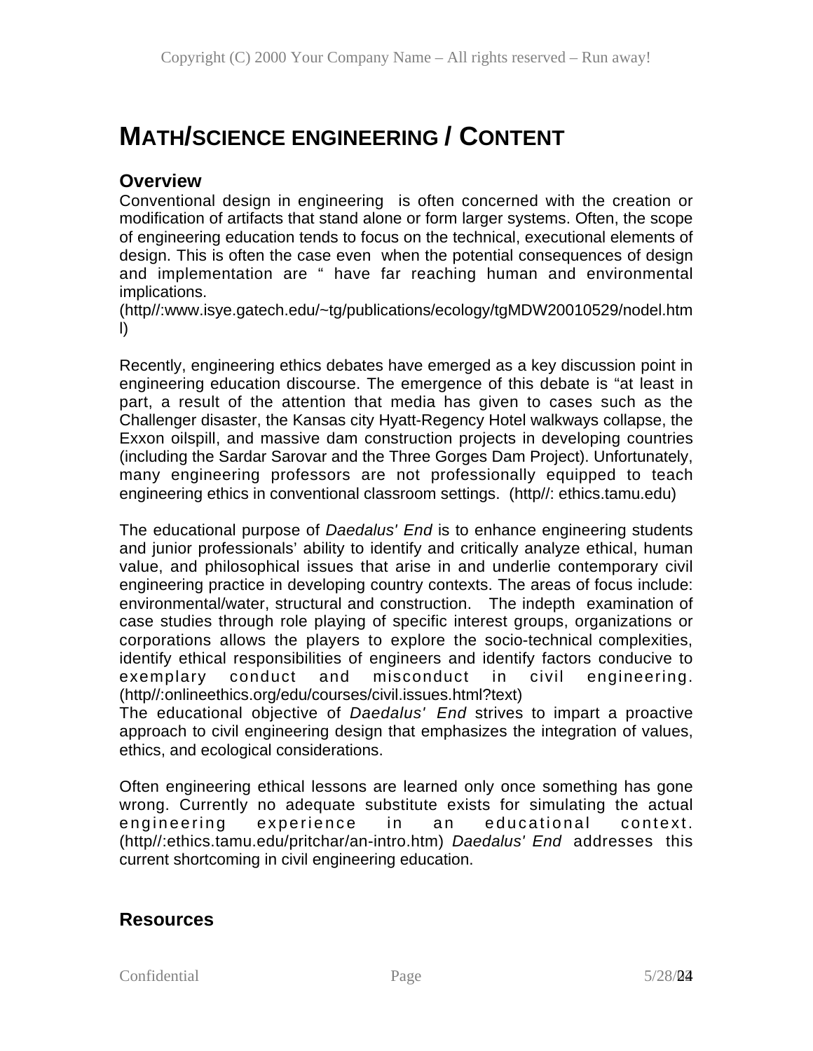# MATH/SCIENCE ENGINEERING / CONTENT

## Overview

Conventional design in engineering is often concerned with the creation or modification of artifacts that stand alone or form larger systems. Often, the scope of engineering education tends to focus on the technical, executional elements of design. This is often the case even when the potential consequences of design and implementation are " have far reaching human and environmental implications. (http//:www.isye.gatech.edu/~tg/publications/ecology/tgMDW20010529/nodel.html)

Recently, engineering ethics debates have emerged as a key discussion point in engineering education discourse. The emergence of this debate is "at least in part, a result of the attention that media has given to cases such as the Challenger disaster, the Kansas city Hyatt-Regency Hotel walkways collapse, the Exxon oilspill, and massive dam construction projects in developing countries (including the Sardar Sarovar and the Three Gorges Dam Project). Unfortunately, many engineering professors are not professionally equipped to teach engineering ethics in conventional classroom settings. (http//: ethics.tamu.edu)

The educational purpose of *Daedalus' End* is to enhance engineering students and junior professionals' ability to identify and critically analyze ethical, human value, and philosophical issues that arise in and underlie contemporary civil engineering practice in developing country contexts. The areas of focus include: environmental/water, structural and construction. The indepth examination of case studies through role playing of specific interest groups, organizations or corporations allows the players to explore the socio-technical complexities, identify ethical responsibilities of engineers and identify factors conducive to exemplary conduct and misconduct in civil engineering. (http//:onlineethics.org/edu/courses/civil.issues.html?text)

The educational objective of *Daedalus' End* strives to impart a proactive approach to civil engineering design that emphasizes the integration of values, ethics, and ecological considerations.

Often engineering ethical lessons are learned only once something has gone wrong. Currently no adequate substitute exists for simulating the actual engineering experience in an educational context. (http//:ethics.tamu.edu/pritchar/an-intro.htm) *Daedalus' End* addresses this current shortcoming in civil engineering education.

## Resources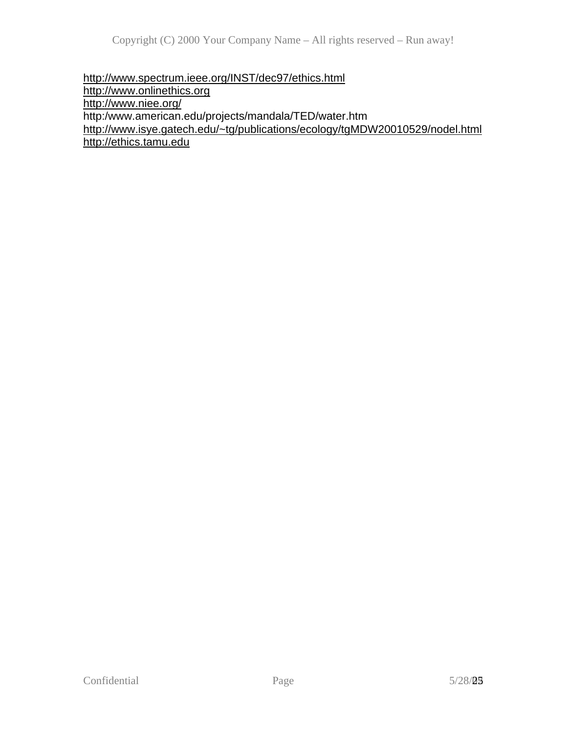http://www.spectrum.ieee.org/INST/dec97/ethics.html
http://www.onlinethics.org
http://www.niee.org/
http:/www.american.edu/projects/mandala/TED/water.htm
http://www.isye.gatech.edu/~tg/publications/ecology/tgMDW20010529/nodel.html
http://ethics.tamu.edu